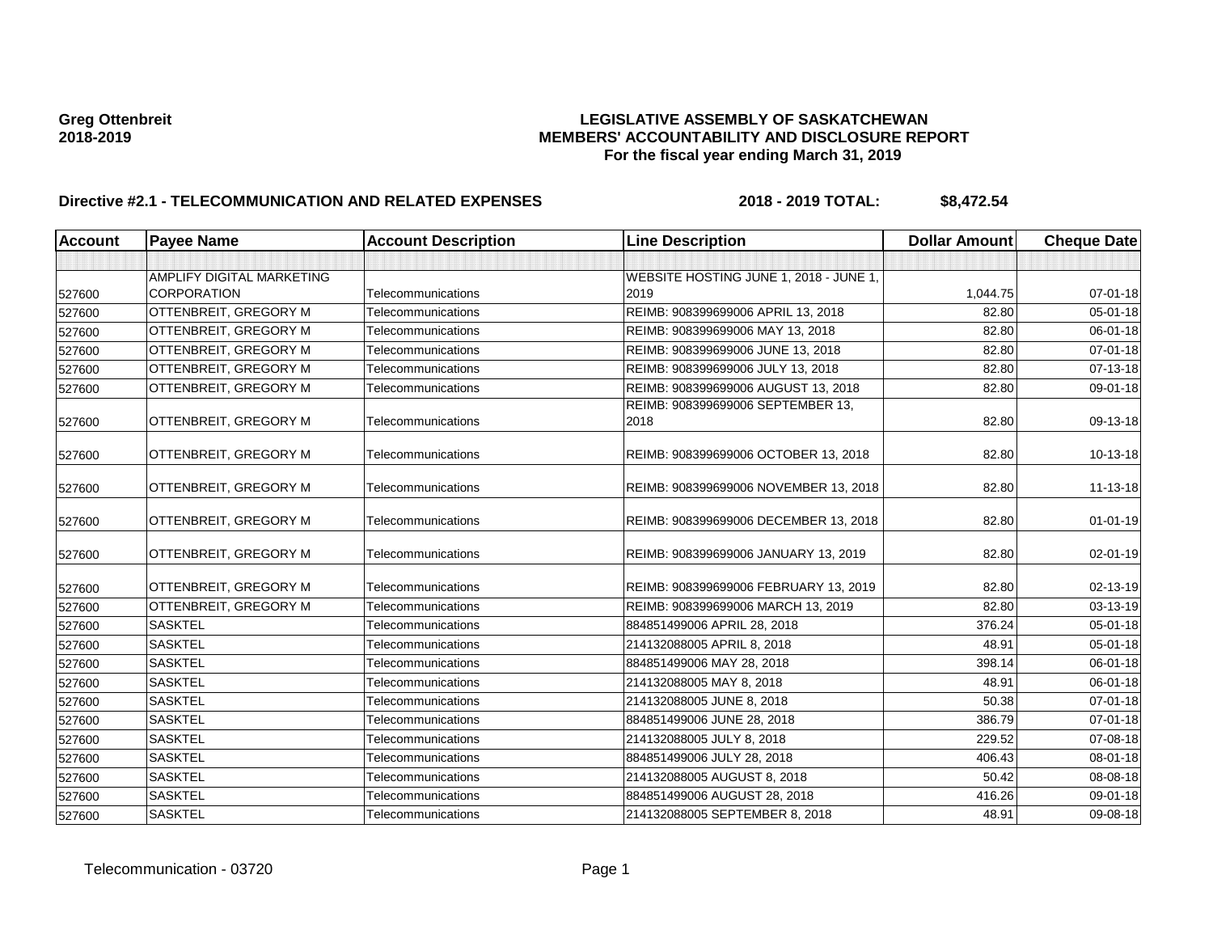**Greg Ottenbreit**
**2018-2019**

# LEGISLATIVE ASSEMBLY OF SASKATCHEWAN
## MEMBERS' ACCOUNTABILITY AND DISCLOSURE REPORT
### For the fiscal year ending March 31, 2019

**Directive #2.1 - TELECOMMUNICATION AND RELATED EXPENSES** **2018 - 2019 TOTAL: $8,472.54**

| Account | Payee Name | Account Description | Line Description | Dollar Amount | Cheque Date |
|---|---|---|---|---|---|
| | | | | | |
| 527600 | AMPLIFY DIGITAL MARKETING CORPORATION | Telecommunications | WEBSITE HOSTING JUNE 1, 2018 - JUNE 1, 2019 | 1,044.75 | 07-01-18 |
| 527600 | OTTENBREIT, GREGORY M | Telecommunications | REIMB: 908399699006 APRIL 13, 2018 | 82.80 | 05-01-18 |
| 527600 | OTTENBREIT, GREGORY M | Telecommunications | REIMB: 908399699006 MAY 13, 2018 | 82.80 | 06-01-18 |
| 527600 | OTTENBREIT, GREGORY M | Telecommunications | REIMB: 908399699006 JUNE 13, 2018 | 82.80 | 07-01-18 |
| 527600 | OTTENBREIT, GREGORY M | Telecommunications | REIMB: 908399699006 JULY 13, 2018 | 82.80 | 07-13-18 |
| 527600 | OTTENBREIT, GREGORY M | Telecommunications | REIMB: 908399699006 AUGUST 13, 2018 | 82.80 | 09-01-18 |
| 527600 | OTTENBREIT, GREGORY M | Telecommunications | REIMB: 908399699006 SEPTEMBER 13, 2018 | 82.80 | 09-13-18 |
| 527600 | OTTENBREIT, GREGORY M | Telecommunications | REIMB: 908399699006 OCTOBER 13, 2018 | 82.80 | 10-13-18 |
| 527600 | OTTENBREIT, GREGORY M | Telecommunications | REIMB: 908399699006 NOVEMBER 13, 2018 | 82.80 | 11-13-18 |
| 527600 | OTTENBREIT, GREGORY M | Telecommunications | REIMB: 908399699006 DECEMBER 13, 2018 | 82.80 | 01-01-19 |
| 527600 | OTTENBREIT, GREGORY M | Telecommunications | REIMB: 908399699006 JANUARY 13, 2019 | 82.80 | 02-01-19 |
| 527600 | OTTENBREIT, GREGORY M | Telecommunications | REIMB: 908399699006 FEBRUARY 13, 2019 | 82.80 | 02-13-19 |
| 527600 | OTTENBREIT, GREGORY M | Telecommunications | REIMB: 908399699006 MARCH 13, 2019 | 82.80 | 03-13-19 |
| 527600 | SASKTEL | Telecommunications | 884851499006 APRIL 28, 2018 | 376.24 | 05-01-18 |
| 527600 | SASKTEL | Telecommunications | 214132088005 APRIL 8, 2018 | 48.91 | 05-01-18 |
| 527600 | SASKTEL | Telecommunications | 884851499006 MAY 28, 2018 | 398.14 | 06-01-18 |
| 527600 | SASKTEL | Telecommunications | 214132088005 MAY 8, 2018 | 48.91 | 06-01-18 |
| 527600 | SASKTEL | Telecommunications | 214132088005 JUNE 8, 2018 | 50.38 | 07-01-18 |
| 527600 | SASKTEL | Telecommunications | 884851499006 JUNE 28, 2018 | 386.79 | 07-01-18 |
| 527600 | SASKTEL | Telecommunications | 214132088005 JULY 8, 2018 | 229.52 | 07-08-18 |
| 527600 | SASKTEL | Telecommunications | 884851499006 JULY 28, 2018 | 406.43 | 08-01-18 |
| 527600 | SASKTEL | Telecommunications | 214132088005 AUGUST 8, 2018 | 50.42 | 08-08-18 |
| 527600 | SASKTEL | Telecommunications | 884851499006 AUGUST 28, 2018 | 416.26 | 09-01-18 |
| 527600 | SASKTEL | Telecommunications | 214132088005 SEPTEMBER 8, 2018 | 48.91 | 09-08-18 |

Telecommunication - 03720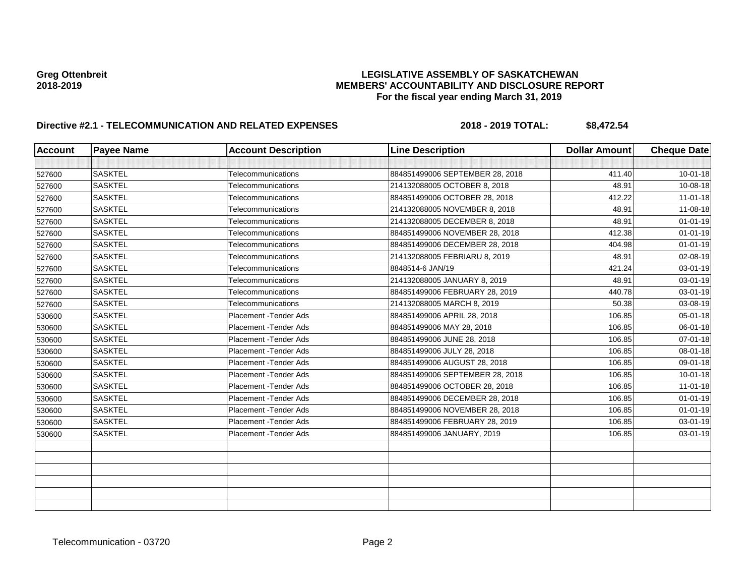**Greg Ottenbreit**
**2018-2019**

**LEGISLATIVE ASSEMBLY OF SASKATCHEWAN**
**MEMBERS' ACCOUNTABILITY AND DISCLOSURE REPORT**
**For the fiscal year ending March 31, 2019**

**Directive #2.1 - TELECOMMUNICATION AND RELATED EXPENSES** **2018 - 2019 TOTAL: $8,472.54**

| Account | Payee Name | Account Description | Line Description | Dollar Amount | Cheque Date |
|---|---|---|---|---|---|
| | | | | | |
| 527600 | SASKTEL | Telecommunications | 884851499006 SEPTEMBER 28, 2018 | 411.40 | 10-01-18 |
| 527600 | SASKTEL | Telecommunications | 214132088005 OCTOBER 8, 2018 | 48.91 | 10-08-18 |
| 527600 | SASKTEL | Telecommunications | 884851499006 OCTOBER 28, 2018 | 412.22 | 11-01-18 |
| 527600 | SASKTEL | Telecommunications | 214132088005 NOVEMBER 8, 2018 | 48.91 | 11-08-18 |
| 527600 | SASKTEL | Telecommunications | 214132088005 DECEMBER 8, 2018 | 48.91 | 01-01-19 |
| 527600 | SASKTEL | Telecommunications | 884851499006 NOVEMBER 28, 2018 | 412.38 | 01-01-19 |
| 527600 | SASKTEL | Telecommunications | 884851499006 DECEMBER 28, 2018 | 404.98 | 01-01-19 |
| 527600 | SASKTEL | Telecommunications | 214132088005 FEBRIARU 8, 2019 | 48.91 | 02-08-19 |
| 527600 | SASKTEL | Telecommunications | 8848514-6 JAN/19 | 421.24 | 03-01-19 |
| 527600 | SASKTEL | Telecommunications | 214132088005 JANUARY 8, 2019 | 48.91 | 03-01-19 |
| 527600 | SASKTEL | Telecommunications | 884851499006 FEBRUARY 28, 2019 | 440.78 | 03-01-19 |
| 527600 | SASKTEL | Telecommunications | 214132088005 MARCH 8, 2019 | 50.38 | 03-08-19 |
| 530600 | SASKTEL | Placement -Tender Ads | 884851499006 APRIL 28, 2018 | 106.85 | 05-01-18 |
| 530600 | SASKTEL | Placement -Tender Ads | 884851499006 MAY 28, 2018 | 106.85 | 06-01-18 |
| 530600 | SASKTEL | Placement -Tender Ads | 884851499006 JUNE 28, 2018 | 106.85 | 07-01-18 |
| 530600 | SASKTEL | Placement -Tender Ads | 884851499006 JULY 28, 2018 | 106.85 | 08-01-18 |
| 530600 | SASKTEL | Placement -Tender Ads | 884851499006 AUGUST 28, 2018 | 106.85 | 09-01-18 |
| 530600 | SASKTEL | Placement -Tender Ads | 884851499006 SEPTEMBER 28, 2018 | 106.85 | 10-01-18 |
| 530600 | SASKTEL | Placement -Tender Ads | 884851499006 OCTOBER 28, 2018 | 106.85 | 11-01-18 |
| 530600 | SASKTEL | Placement -Tender Ads | 884851499006 DECEMBER 28, 2018 | 106.85 | 01-01-19 |
| 530600 | SASKTEL | Placement -Tender Ads | 884851499006 NOVEMBER 28, 2018 | 106.85 | 01-01-19 |
| 530600 | SASKTEL | Placement -Tender Ads | 884851499006 FEBRUARY 28, 2019 | 106.85 | 03-01-19 |
| 530600 | SASKTEL | Placement -Tender Ads | 884851499006 JANUARY, 2019 | 106.85 | 03-01-19 |
| | | | | | |
| | | | | | |
| | | | | | |
| | | | | | |
| | | | | | |
| | | | | | |

Telecommunication - 03720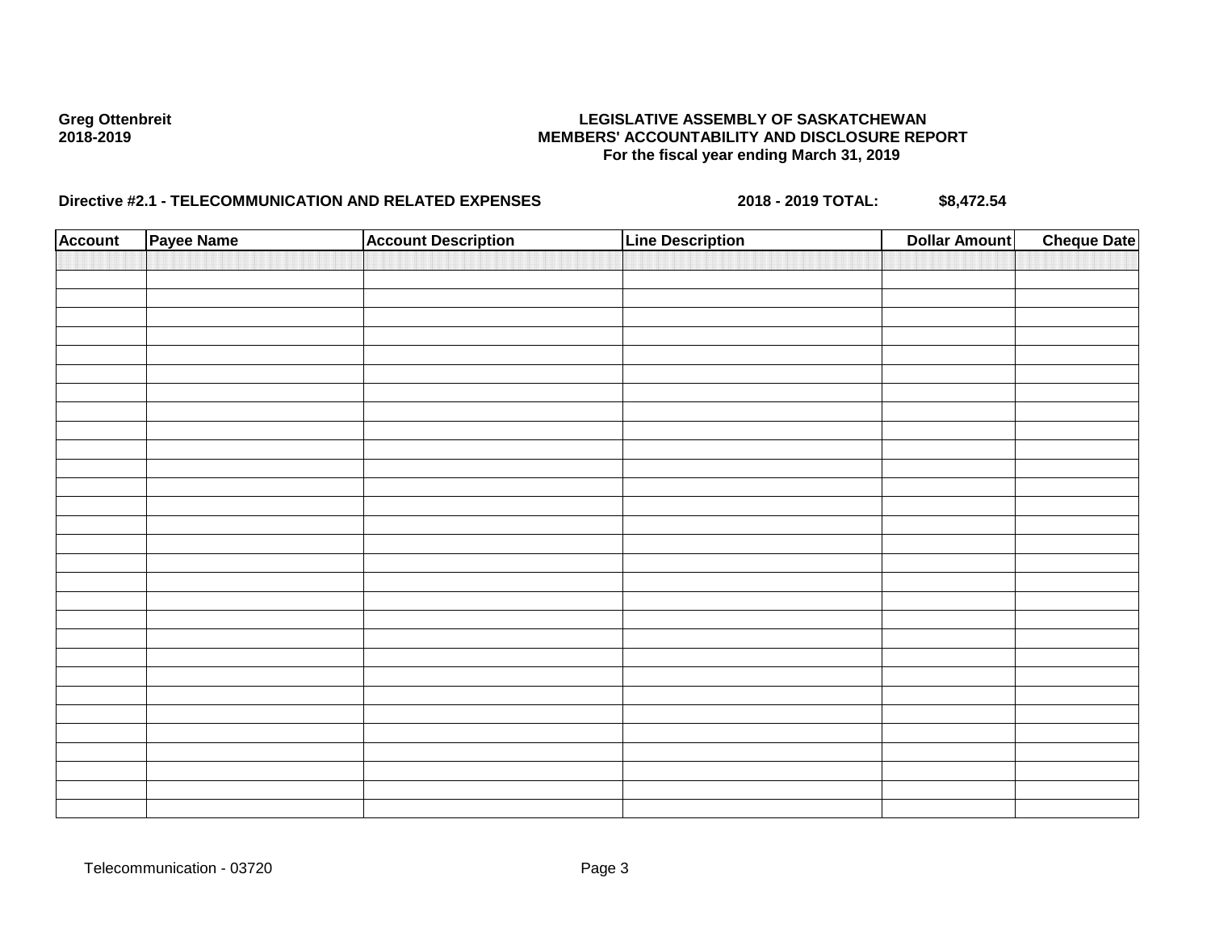**Greg Ottenbreit**
**2018-2019**

**LEGISLATIVE ASSEMBLY OF SASKATCHEWAN**
**MEMBERS' ACCOUNTABILITY AND DISCLOSURE REPORT**
**For the fiscal year ending March 31, 2019**

**Directive #2.1 - TELECOMMUNICATION AND RELATED EXPENSES** **2018 - 2019 TOTAL: $8,472.54**

| Account | Payee Name | Account Description | Line Description | Dollar Amount | Cheque Date |
|---|---|---|---|---|---|
| | | | | | |

Telecommunication - 03720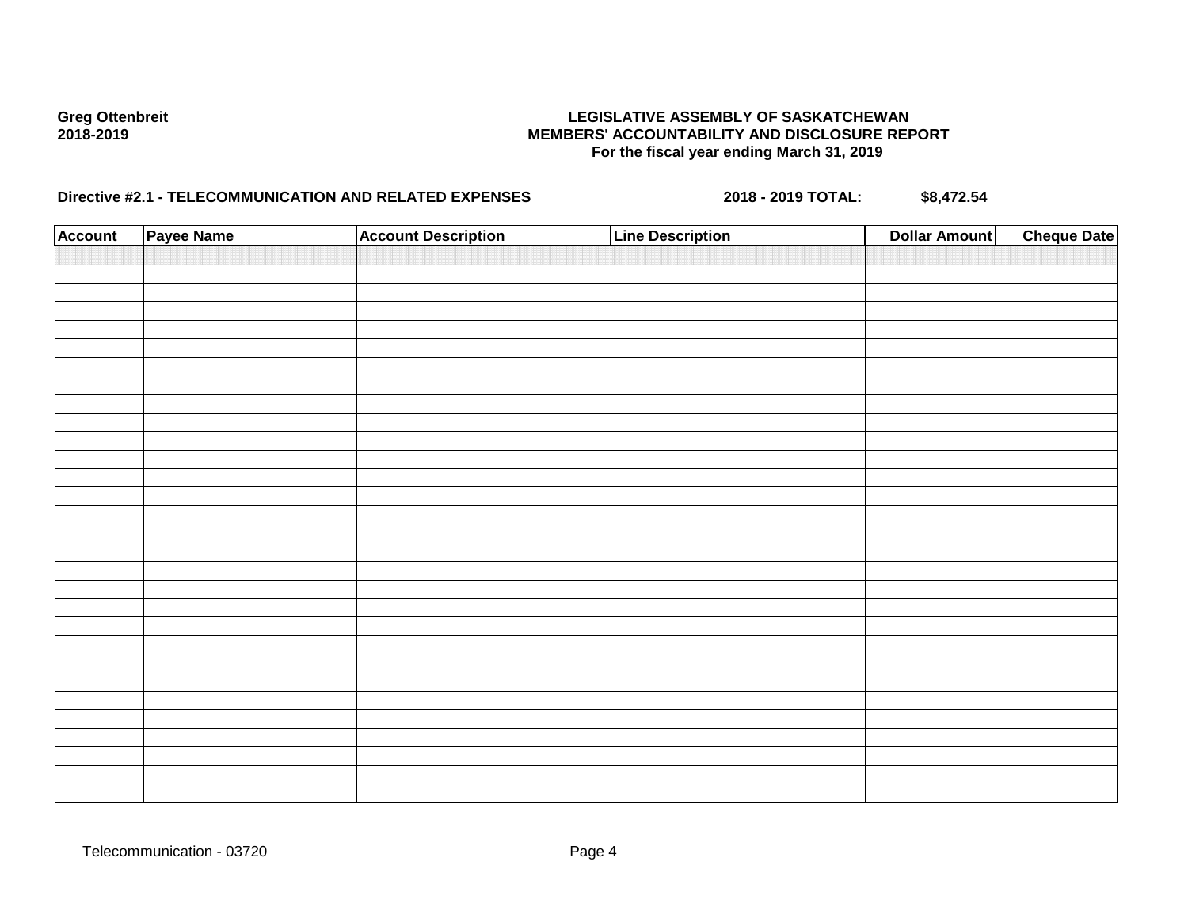Greg Ottenbreit
2018-2019

**LEGISLATIVE ASSEMBLY OF SASKATCHEWAN**
**MEMBERS' ACCOUNTABILITY AND DISCLOSURE REPORT**
**For the fiscal year ending March 31, 2019**

**Directive #2.1 - TELECOMMUNICATION AND RELATED EXPENSES** **2018 - 2019 TOTAL:** **$8,472.54**

| Account | Payee Name | Account Description | Line Description | Dollar Amount | Cheque Date |
|---|---|---|---|---|---|
| | | | | | |

Telecommunication - 03720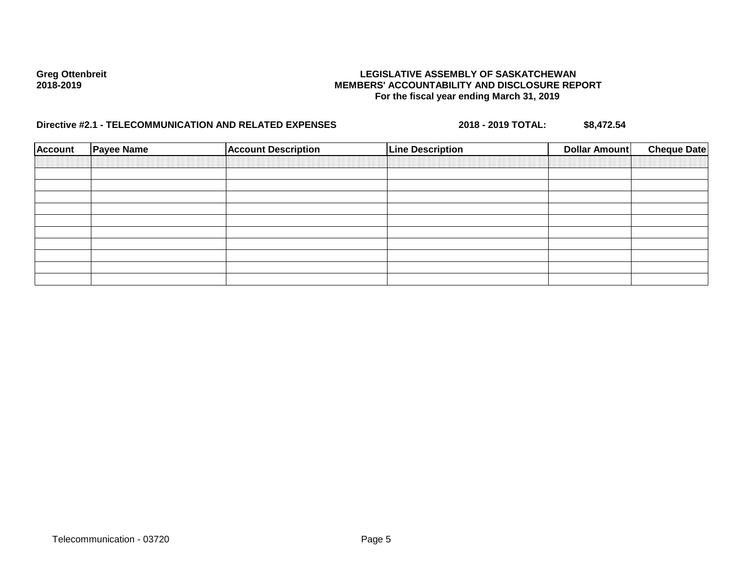Greg Ottenbreit
2018-2019

**LEGISLATIVE ASSEMBLY OF SASKATCHEWAN**
**MEMBERS' ACCOUNTABILITY AND DISCLOSURE REPORT**
**For the fiscal year ending March 31, 2019**

**Directive #2.1 - TELECOMMUNICATION AND RELATED EXPENSES** **2018 - 2019 TOTAL: $8,472.54**

| Account | Payee Name | Account Description | Line Description | Dollar Amount | Cheque Date |
|---|---|---|---|---|---|
| | | | | | |
| | | | | | |
| | | | | | |
| | | | | | |
| | | | | | |
| | | | | | |
| | | | | | |
| | | | | | |
| | | | | | |
| | | | | | |

Telecommunication - 03720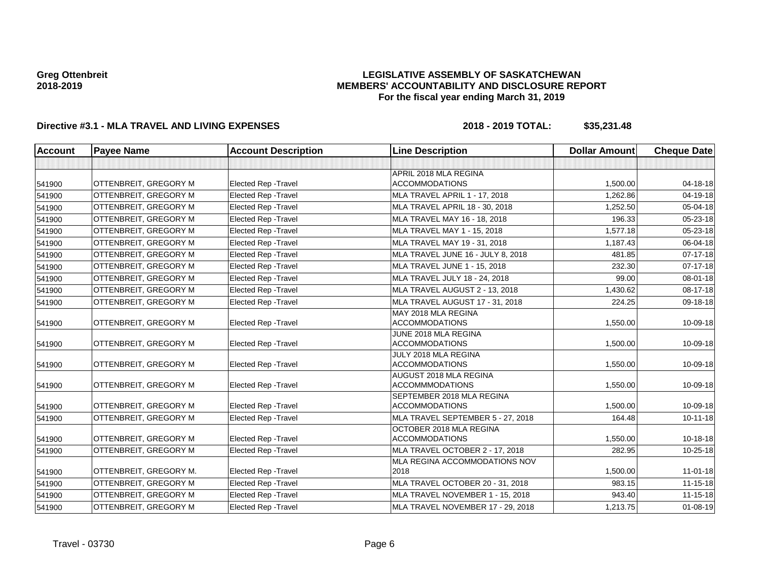**Greg Ottenbreit**
**2018-2019**

# LEGISLATIVE ASSEMBLY OF SASKATCHEWAN
## MEMBERS' ACCOUNTABILITY AND DISCLOSURE REPORT
### For the fiscal year ending March 31, 2019

**Directive #3.1 - MLA TRAVEL AND LIVING EXPENSES** **2018 - 2019 TOTAL: $35,231.48**

| Account | Payee Name | Account Description | Line Description | Dollar Amount | Cheque Date |
|---|---|---|---|---|---|
| | | | | | |
| 541900 | OTTENBREIT, GREGORY M | Elected Rep -Travel | APRIL 2018 MLA REGINA ACCOMMODATIONS | 1,500.00 | 04-18-18 |
| 541900 | OTTENBREIT, GREGORY M | Elected Rep -Travel | MLA TRAVEL APRIL 1 - 17, 2018 | 1,262.86 | 04-19-18 |
| 541900 | OTTENBREIT, GREGORY M | Elected Rep -Travel | MLA TRAVEL APRIL 18 - 30, 2018 | 1,252.50 | 05-04-18 |
| 541900 | OTTENBREIT, GREGORY M | Elected Rep -Travel | MLA TRAVEL MAY 16 - 18, 2018 | 196.33 | 05-23-18 |
| 541900 | OTTENBREIT, GREGORY M | Elected Rep -Travel | MLA TRAVEL MAY 1 - 15, 2018 | 1,577.18 | 05-23-18 |
| 541900 | OTTENBREIT, GREGORY M | Elected Rep -Travel | MLA TRAVEL MAY 19 - 31, 2018 | 1,187.43 | 06-04-18 |
| 541900 | OTTENBREIT, GREGORY M | Elected Rep -Travel | MLA TRAVEL JUNE 16 - JULY 8, 2018 | 481.85 | 07-17-18 |
| 541900 | OTTENBREIT, GREGORY M | Elected Rep -Travel | MLA TRAVEL JUNE 1 - 15, 2018 | 232.30 | 07-17-18 |
| 541900 | OTTENBREIT, GREGORY M | Elected Rep -Travel | MLA TRAVEL JULY 18 - 24, 2018 | 99.00 | 08-01-18 |
| 541900 | OTTENBREIT, GREGORY M | Elected Rep -Travel | MLA TRAVEL AUGUST 2 - 13, 2018 | 1,430.62 | 08-17-18 |
| 541900 | OTTENBREIT, GREGORY M | Elected Rep -Travel | MLA TRAVEL AUGUST 17 - 31, 2018 | 224.25 | 09-18-18 |
| 541900 | OTTENBREIT, GREGORY M | Elected Rep -Travel | MAY 2018 MLA REGINA ACCOMMODATIONS | 1,550.00 | 10-09-18 |
| 541900 | OTTENBREIT, GREGORY M | Elected Rep -Travel | JUNE 2018 MLA REGINA ACCOMMODATIONS | 1,500.00 | 10-09-18 |
| 541900 | OTTENBREIT, GREGORY M | Elected Rep -Travel | JULY 2018 MLA REGINA ACCOMMODATIONS | 1,550.00 | 10-09-18 |
| 541900 | OTTENBREIT, GREGORY M | Elected Rep -Travel | AUGUST 2018 MLA REGINA ACCOMMMODATIONS | 1,550.00 | 10-09-18 |
| 541900 | OTTENBREIT, GREGORY M | Elected Rep -Travel | SEPTEMBER 2018 MLA REGINA ACCOMMODATIONS | 1,500.00 | 10-09-18 |
| 541900 | OTTENBREIT, GREGORY M | Elected Rep -Travel | MLA TRAVEL SEPTEMBER 5 - 27, 2018 | 164.48 | 10-11-18 |
| 541900 | OTTENBREIT, GREGORY M | Elected Rep -Travel | OCTOBER 2018 MLA REGINA ACCOMMODATIONS | 1,550.00 | 10-18-18 |
| 541900 | OTTENBREIT, GREGORY M | Elected Rep -Travel | MLA TRAVEL OCTOBER 2 - 17, 2018 | 282.95 | 10-25-18 |
| 541900 | OTTENBREIT, GREGORY M. | Elected Rep -Travel | MLA REGINA ACCOMMODATIONS NOV 2018 | 1,500.00 | 11-01-18 |
| 541900 | OTTENBREIT, GREGORY M | Elected Rep -Travel | MLA TRAVEL OCTOBER 20 - 31, 2018 | 983.15 | 11-15-18 |
| 541900 | OTTENBREIT, GREGORY M | Elected Rep -Travel | MLA TRAVEL NOVEMBER 1 - 15, 2018 | 943.40 | 11-15-18 |
| 541900 | OTTENBREIT, GREGORY M | Elected Rep -Travel | MLA TRAVEL NOVEMBER 17 - 29, 2018 | 1,213.75 | 01-08-19 |

Travel - 03730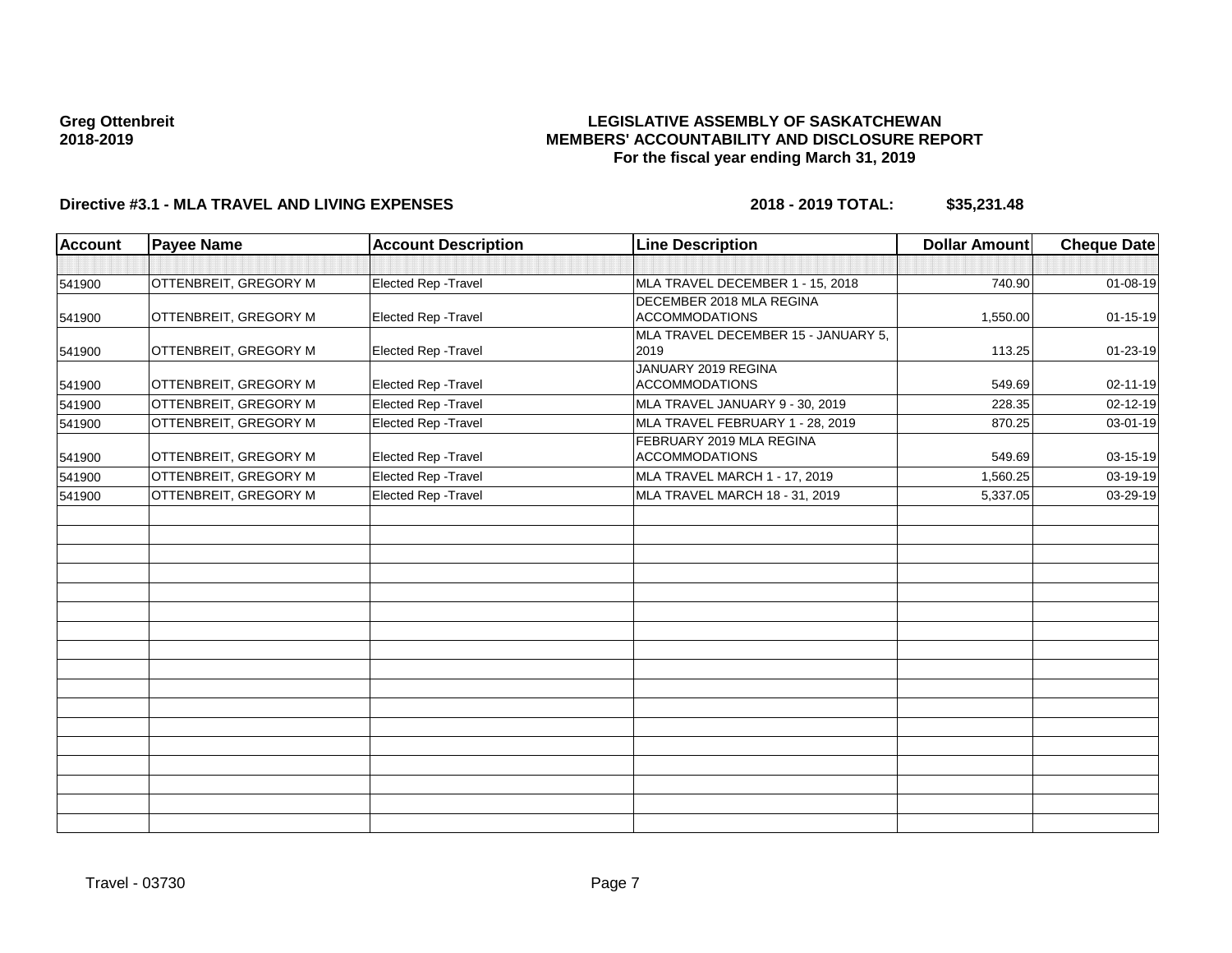**Greg Ottenbreit**
**2018-2019**

**LEGISLATIVE ASSEMBLY OF SASKATCHEWAN**
**MEMBERS' ACCOUNTABILITY AND DISCLOSURE REPORT**
**For the fiscal year ending March 31, 2019**

**Directive #3.1 - MLA TRAVEL AND LIVING EXPENSES** **2018 - 2019 TOTAL: $35,231.48**

| Account | Payee Name | Account Description | Line Description | Dollar Amount | Cheque Date |
|---|---|---|---|---|---|
| | | | | | |
| 541900 | OTTENBREIT, GREGORY M | Elected Rep -Travel | MLA TRAVEL DECEMBER 1 - 15, 2018 | 740.90 | 01-08-19 |
| 541900 | OTTENBREIT, GREGORY M | Elected Rep -Travel | DECEMBER 2018 MLA REGINA ACCOMMODATIONS | 1,550.00 | 01-15-19 |
| 541900 | OTTENBREIT, GREGORY M | Elected Rep -Travel | MLA TRAVEL DECEMBER 15 - JANUARY 5, 2019 | 113.25 | 01-23-19 |
| 541900 | OTTENBREIT, GREGORY M | Elected Rep -Travel | JANUARY 2019 REGINA ACCOMMODATIONS | 549.69 | 02-11-19 |
| 541900 | OTTENBREIT, GREGORY M | Elected Rep -Travel | MLA TRAVEL JANUARY 9 - 30, 2019 | 228.35 | 02-12-19 |
| 541900 | OTTENBREIT, GREGORY M | Elected Rep -Travel | MLA TRAVEL FEBRUARY 1 - 28, 2019 | 870.25 | 03-01-19 |
| 541900 | OTTENBREIT, GREGORY M | Elected Rep -Travel | FEBRUARY 2019 MLA REGINA ACCOMMODATIONS | 549.69 | 03-15-19 |
| 541900 | OTTENBREIT, GREGORY M | Elected Rep -Travel | MLA TRAVEL MARCH 1 - 17, 2019 | 1,560.25 | 03-19-19 |
| 541900 | OTTENBREIT, GREGORY M | Elected Rep -Travel | MLA TRAVEL MARCH 18 - 31, 2019 | 5,337.05 | 03-29-19 |

Travel - 03730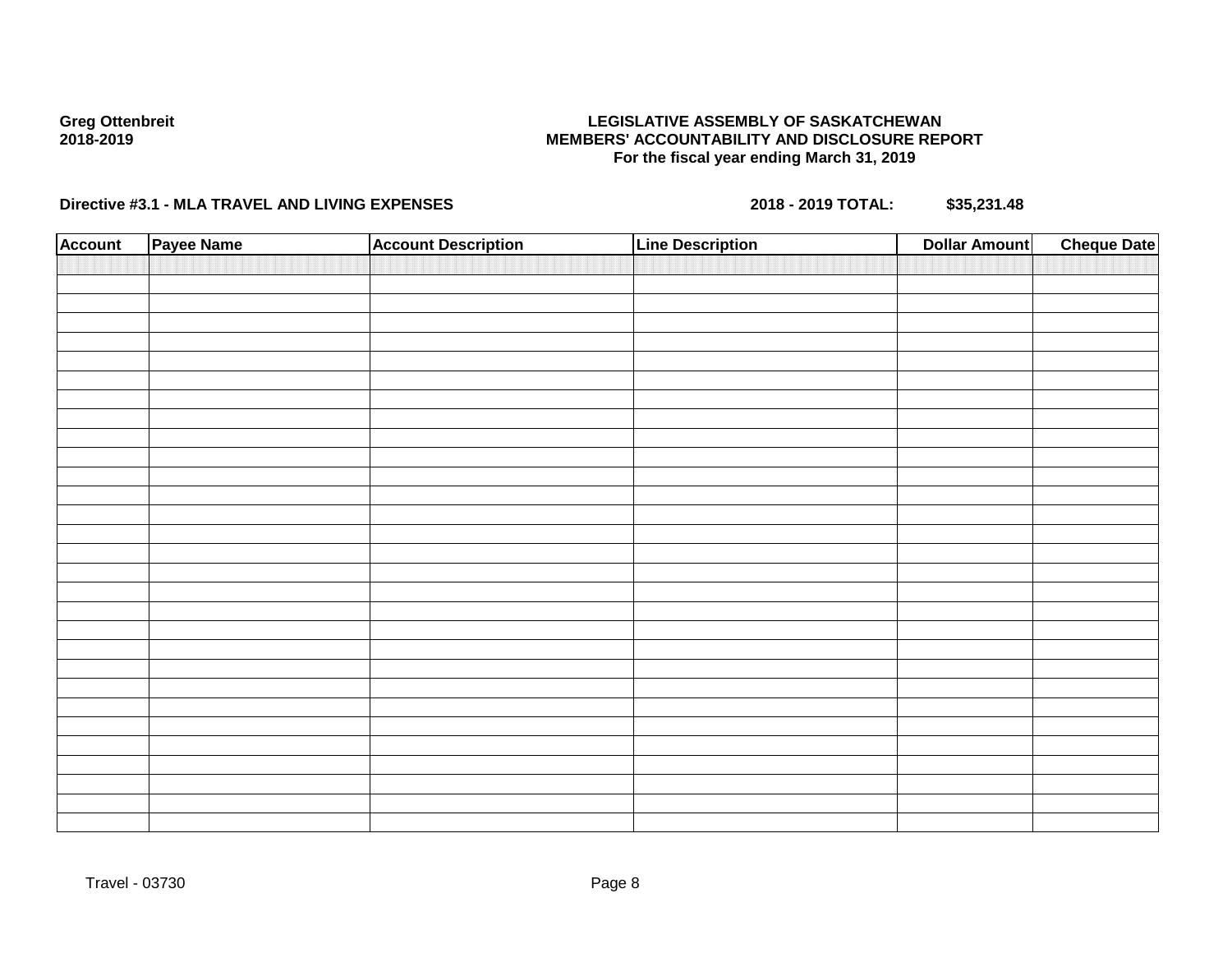Greg Ottenbreit
2018-2019

**LEGISLATIVE ASSEMBLY OF SASKATCHEWAN**
**MEMBERS' ACCOUNTABILITY AND DISCLOSURE REPORT**
**For the fiscal year ending March 31, 2019**

**Directive #3.1 - MLA TRAVEL AND LIVING EXPENSES** **2018 - 2019 TOTAL: $35,231.48**

| Account | Payee Name | Account Description | Line Description | Dollar Amount | Cheque Date |
|---|---|---|---|---|---|
| | | | | | |

Travel - 03730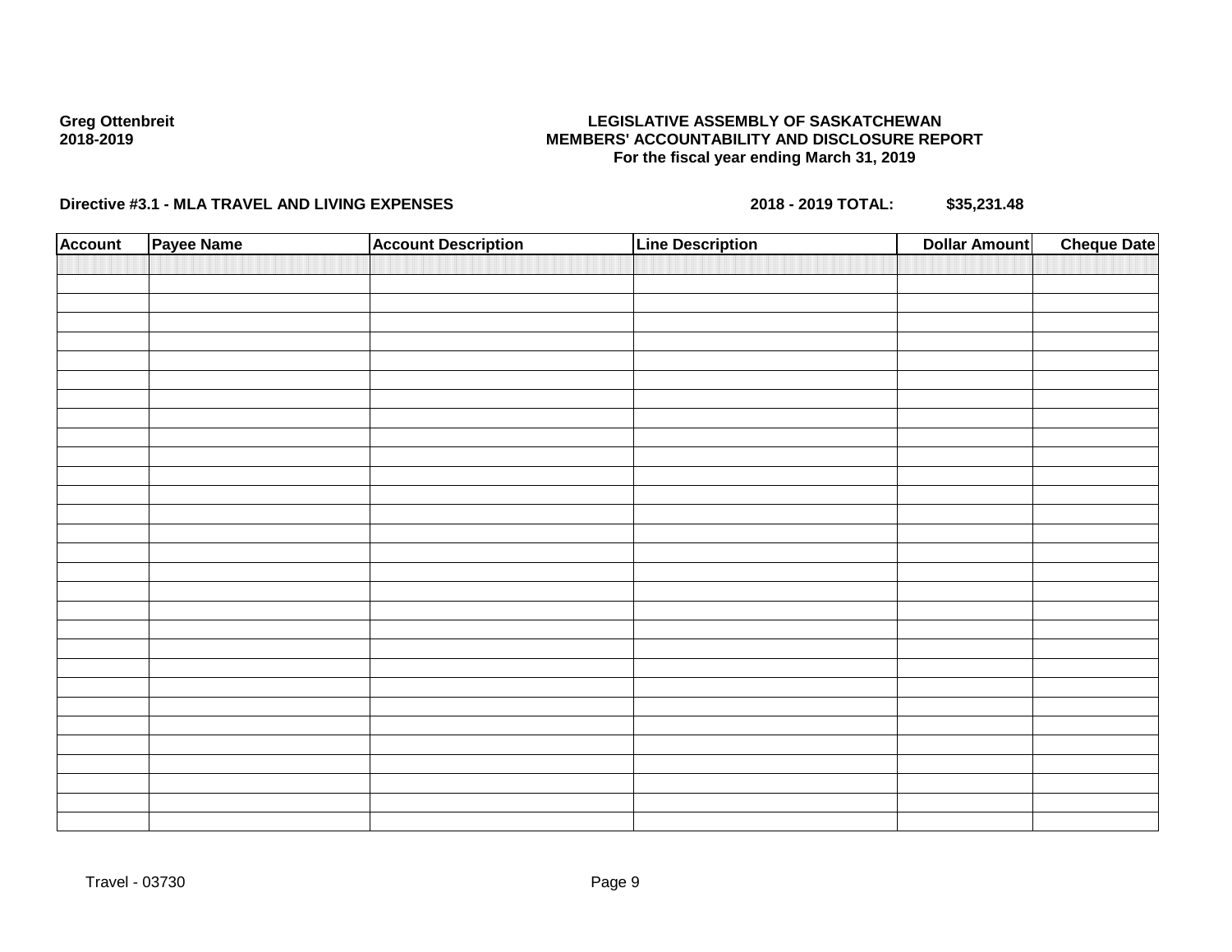Greg Ottenbreit
2018-2019

**LEGISLATIVE ASSEMBLY OF SASKATCHEWAN**
**MEMBERS' ACCOUNTABILITY AND DISCLOSURE REPORT**
**For the fiscal year ending March 31, 2019**

**Directive #3.1 - MLA TRAVEL AND LIVING EXPENSES** **2018 - 2019 TOTAL: $35,231.48**

| Account | Payee Name | Account Description | Line Description | Dollar Amount | Cheque Date |
|---|---|---|---|---|---|
| | | | | | |

Travel - 03730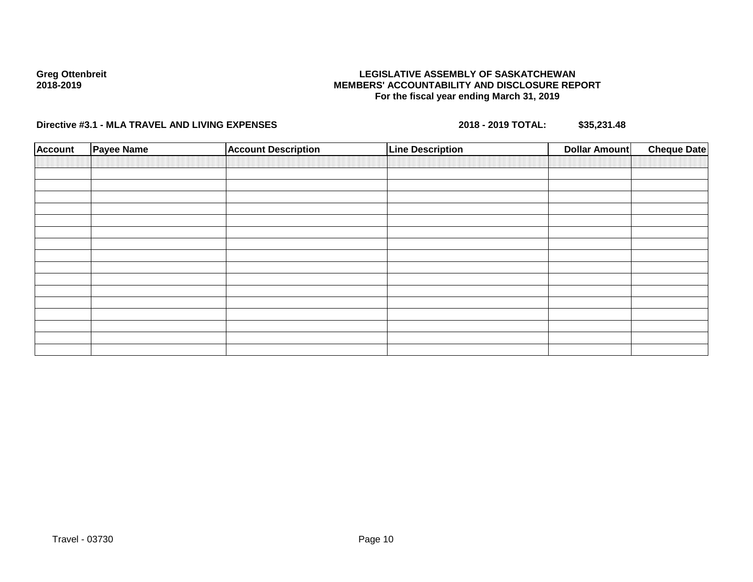Greg Ottenbreit
2018-2019

**LEGISLATIVE ASSEMBLY OF SASKATCHEWAN**
**MEMBERS' ACCOUNTABILITY AND DISCLOSURE REPORT**
**For the fiscal year ending March 31, 2019**

**Directive #3.1 - MLA TRAVEL AND LIVING EXPENSES** **2018 - 2019 TOTAL: $35,231.48**

| Account | Payee Name | Account Description | Line Description | Dollar Amount | Cheque Date |
|---|---|---|---|---|---|
| | | | | | |
| | | | | | |
| | | | | | |
| | | | | | |
| | | | | | |
| | | | | | |
| | | | | | |
| | | | | | |
| | | | | | |
| | | | | | |
| | | | | | |
| | | | | | |
| | | | | | |
| | | | | | |
| | | | | | |
| | | | | | |
| | | | | | |

Travel - 03730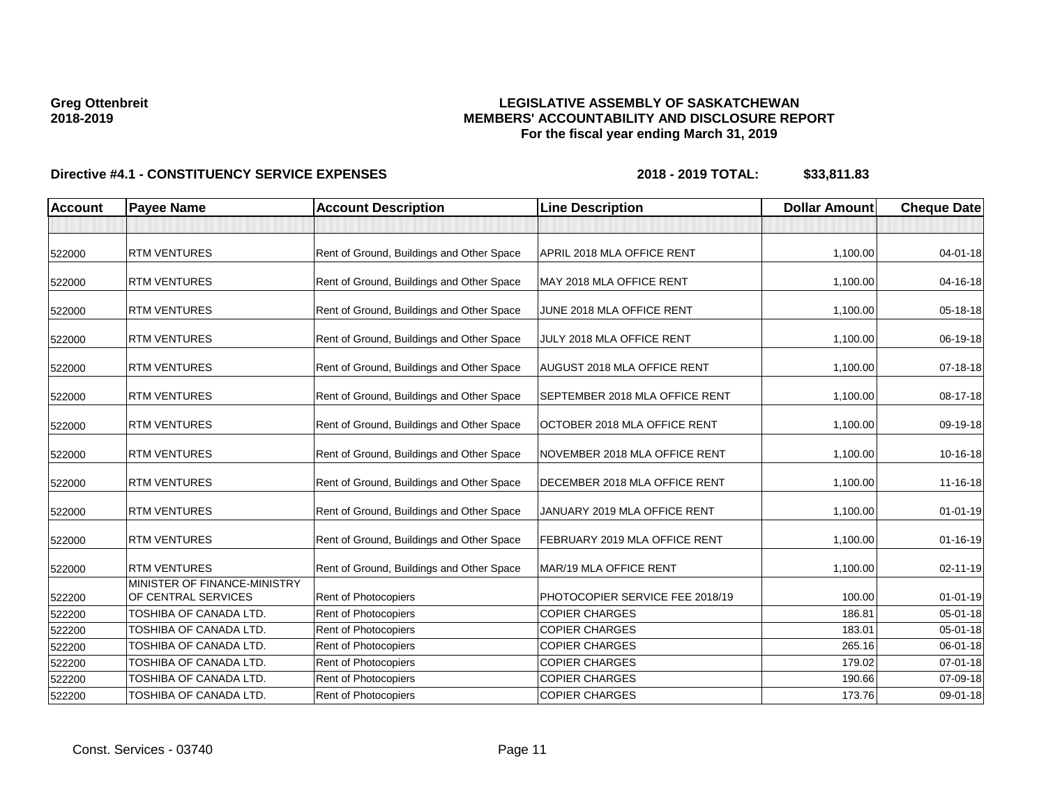Greg Ottenbreit
2018-2019

**LEGISLATIVE ASSEMBLY OF SASKATCHEWAN**
**MEMBERS' ACCOUNTABILITY AND DISCLOSURE REPORT**
**For the fiscal year ending March 31, 2019**

**Directive #4.1 - CONSTITUENCY SERVICE EXPENSES** **2018 - 2019 TOTAL: $33,811.83**

| Account | Payee Name | Account Description | Line Description | Dollar Amount | Cheque Date |
|---|---|---|---|---|---|
| | | | | | |
| 522000 | RTM VENTURES | Rent of Ground, Buildings and Other Space | APRIL 2018 MLA OFFICE RENT | 1,100.00 | 04-01-18 |
| 522000 | RTM VENTURES | Rent of Ground, Buildings and Other Space | MAY 2018 MLA OFFICE RENT | 1,100.00 | 04-16-18 |
| 522000 | RTM VENTURES | Rent of Ground, Buildings and Other Space | JUNE 2018 MLA OFFICE RENT | 1,100.00 | 05-18-18 |
| 522000 | RTM VENTURES | Rent of Ground, Buildings and Other Space | JULY 2018 MLA OFFICE RENT | 1,100.00 | 06-19-18 |
| 522000 | RTM VENTURES | Rent of Ground, Buildings and Other Space | AUGUST 2018 MLA OFFICE RENT | 1,100.00 | 07-18-18 |
| 522000 | RTM VENTURES | Rent of Ground, Buildings and Other Space | SEPTEMBER 2018 MLA OFFICE RENT | 1,100.00 | 08-17-18 |
| 522000 | RTM VENTURES | Rent of Ground, Buildings and Other Space | OCTOBER 2018 MLA OFFICE RENT | 1,100.00 | 09-19-18 |
| 522000 | RTM VENTURES | Rent of Ground, Buildings and Other Space | NOVEMBER 2018 MLA OFFICE RENT | 1,100.00 | 10-16-18 |
| 522000 | RTM VENTURES | Rent of Ground, Buildings and Other Space | DECEMBER 2018 MLA OFFICE RENT | 1,100.00 | 11-16-18 |
| 522000 | RTM VENTURES | Rent of Ground, Buildings and Other Space | JANUARY 2019 MLA OFFICE RENT | 1,100.00 | 01-01-19 |
| 522000 | RTM VENTURES | Rent of Ground, Buildings and Other Space | FEBRUARY 2019 MLA OFFICE RENT | 1,100.00 | 01-16-19 |
| 522000 | RTM VENTURES | Rent of Ground, Buildings and Other Space | MAR/19 MLA OFFICE RENT | 1,100.00 | 02-11-19 |
| 522200 | MINISTER OF FINANCE-MINISTRY OF CENTRAL SERVICES | Rent of Photocopiers | PHOTOCOPIER SERVICE FEE 2018/19 | 100.00 | 01-01-19 |
| 522200 | TOSHIBA OF CANADA LTD. | Rent of Photocopiers | COPIER CHARGES | 186.81 | 05-01-18 |
| 522200 | TOSHIBA OF CANADA LTD. | Rent of Photocopiers | COPIER CHARGES | 183.01 | 05-01-18 |
| 522200 | TOSHIBA OF CANADA LTD. | Rent of Photocopiers | COPIER CHARGES | 265.16 | 06-01-18 |
| 522200 | TOSHIBA OF CANADA LTD. | Rent of Photocopiers | COPIER CHARGES | 179.02 | 07-01-18 |
| 522200 | TOSHIBA OF CANADA LTD. | Rent of Photocopiers | COPIER CHARGES | 190.66 | 07-09-18 |
| 522200 | TOSHIBA OF CANADA LTD. | Rent of Photocopiers | COPIER CHARGES | 173.76 | 09-01-18 |

Const. Services - 03740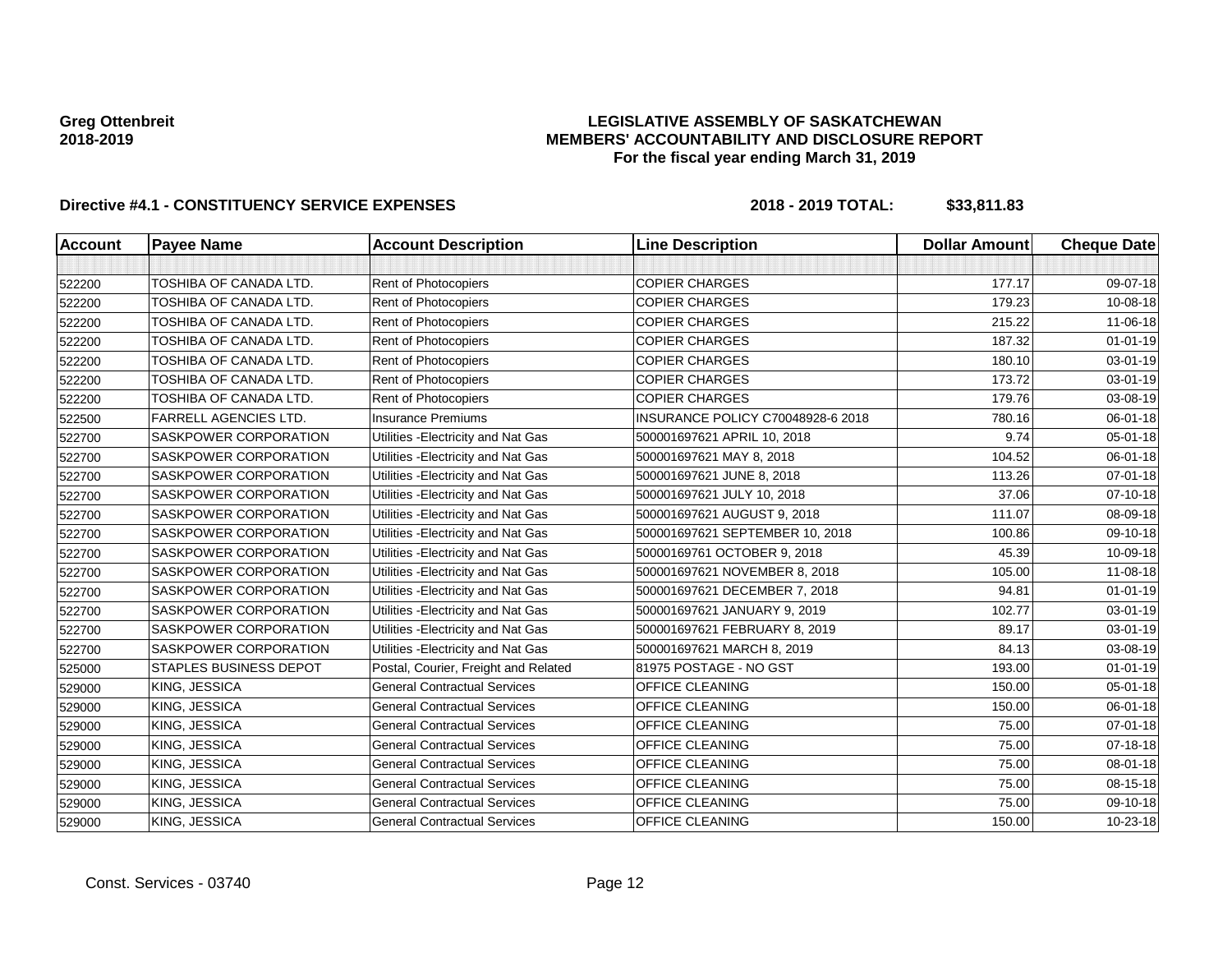Greg Ottenbreit
2018-2019

# LEGISLATIVE ASSEMBLY OF SASKATCHEWAN
## MEMBERS' ACCOUNTABILITY AND DISCLOSURE REPORT
### For the fiscal year ending March 31, 2019

**Directive #4.1 - CONSTITUENCY SERVICE EXPENSES** **2018 - 2019 TOTAL: $33,811.83**

| Account | Payee Name | Account Description | Line Description | Dollar Amount | Cheque Date |
|---|---|---|---|---|---|
| | | | | | |
| 522200 | TOSHIBA OF CANADA LTD. | Rent of Photocopiers | COPIER CHARGES | 177.17 | 09-07-18 |
| 522200 | TOSHIBA OF CANADA LTD. | Rent of Photocopiers | COPIER CHARGES | 179.23 | 10-08-18 |
| 522200 | TOSHIBA OF CANADA LTD. | Rent of Photocopiers | COPIER CHARGES | 215.22 | 11-06-18 |
| 522200 | TOSHIBA OF CANADA LTD. | Rent of Photocopiers | COPIER CHARGES | 187.32 | 01-01-19 |
| 522200 | TOSHIBA OF CANADA LTD. | Rent of Photocopiers | COPIER CHARGES | 180.10 | 03-01-19 |
| 522200 | TOSHIBA OF CANADA LTD. | Rent of Photocopiers | COPIER CHARGES | 173.72 | 03-01-19 |
| 522200 | TOSHIBA OF CANADA LTD. | Rent of Photocopiers | COPIER CHARGES | 179.76 | 03-08-19 |
| 522500 | FARRELL AGENCIES LTD. | Insurance Premiums | INSURANCE POLICY C70048928-6 2018 | 780.16 | 06-01-18 |
| 522700 | SASKPOWER CORPORATION | Utilities -Electricity and Nat Gas | 500001697621 APRIL 10, 2018 | 9.74 | 05-01-18 |
| 522700 | SASKPOWER CORPORATION | Utilities -Electricity and Nat Gas | 500001697621 MAY 8, 2018 | 104.52 | 06-01-18 |
| 522700 | SASKPOWER CORPORATION | Utilities -Electricity and Nat Gas | 500001697621 JUNE 8, 2018 | 113.26 | 07-01-18 |
| 522700 | SASKPOWER CORPORATION | Utilities -Electricity and Nat Gas | 500001697621 JULY 10, 2018 | 37.06 | 07-10-18 |
| 522700 | SASKPOWER CORPORATION | Utilities -Electricity and Nat Gas | 500001697621 AUGUST 9, 2018 | 111.07 | 08-09-18 |
| 522700 | SASKPOWER CORPORATION | Utilities -Electricity and Nat Gas | 500001697621 SEPTEMBER 10, 2018 | 100.86 | 09-10-18 |
| 522700 | SASKPOWER CORPORATION | Utilities -Electricity and Nat Gas | 50000169761 OCTOBER 9, 2018 | 45.39 | 10-09-18 |
| 522700 | SASKPOWER CORPORATION | Utilities -Electricity and Nat Gas | 500001697621 NOVEMBER 8, 2018 | 105.00 | 11-08-18 |
| 522700 | SASKPOWER CORPORATION | Utilities -Electricity and Nat Gas | 500001697621 DECEMBER 7, 2018 | 94.81 | 01-01-19 |
| 522700 | SASKPOWER CORPORATION | Utilities -Electricity and Nat Gas | 500001697621 JANUARY 9, 2019 | 102.77 | 03-01-19 |
| 522700 | SASKPOWER CORPORATION | Utilities -Electricity and Nat Gas | 500001697621 FEBRUARY 8, 2019 | 89.17 | 03-01-19 |
| 522700 | SASKPOWER CORPORATION | Utilities -Electricity and Nat Gas | 500001697621 MARCH 8, 2019 | 84.13 | 03-08-19 |
| 525000 | STAPLES BUSINESS DEPOT | Postal, Courier, Freight and Related | 81975 POSTAGE - NO GST | 193.00 | 01-01-19 |
| 529000 | KING, JESSICA | General Contractual Services | OFFICE CLEANING | 150.00 | 05-01-18 |
| 529000 | KING, JESSICA | General Contractual Services | OFFICE CLEANING | 150.00 | 06-01-18 |
| 529000 | KING, JESSICA | General Contractual Services | OFFICE CLEANING | 75.00 | 07-01-18 |
| 529000 | KING, JESSICA | General Contractual Services | OFFICE CLEANING | 75.00 | 07-18-18 |
| 529000 | KING, JESSICA | General Contractual Services | OFFICE CLEANING | 75.00 | 08-01-18 |
| 529000 | KING, JESSICA | General Contractual Services | OFFICE CLEANING | 75.00 | 08-15-18 |
| 529000 | KING, JESSICA | General Contractual Services | OFFICE CLEANING | 75.00 | 09-10-18 |
| 529000 | KING, JESSICA | General Contractual Services | OFFICE CLEANING | 150.00 | 10-23-18 |

Const. Services - 03740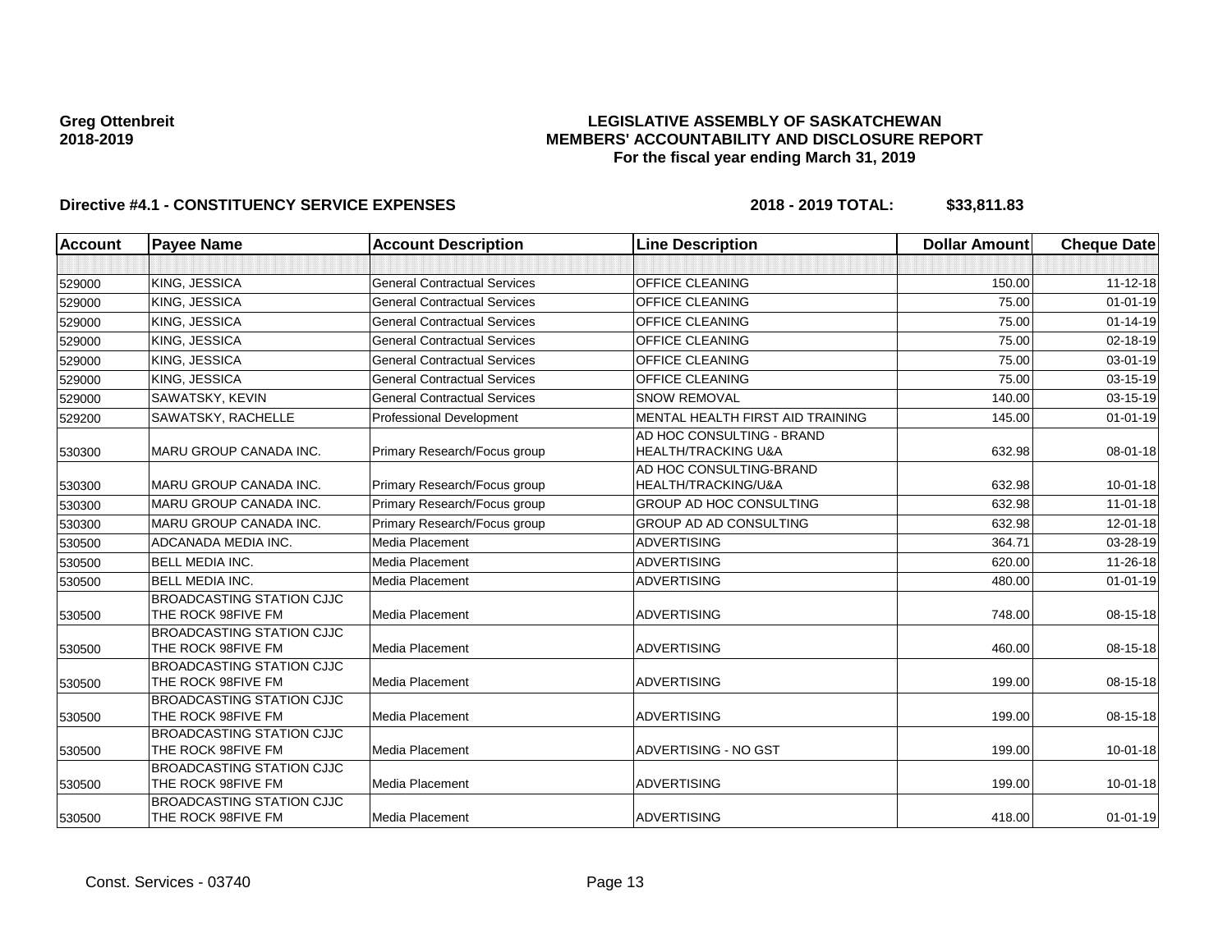**Greg Ottenbreit**
**2018-2019**

**LEGISLATIVE ASSEMBLY OF SASKATCHEWAN**
**MEMBERS' ACCOUNTABILITY AND DISCLOSURE REPORT**
**For the fiscal year ending March 31, 2019**

**Directive #4.1 - CONSTITUENCY SERVICE EXPENSES** **2018 - 2019 TOTAL: $33,811.83**

| Account | Payee Name | Account Description | Line Description | Dollar Amount | Cheque Date |
|---|---|---|---|---|---|
| | | | | | |
| 529000 | KING, JESSICA | General Contractual Services | OFFICE CLEANING | 150.00 | 11-12-18 |
| 529000 | KING, JESSICA | General Contractual Services | OFFICE CLEANING | 75.00 | 01-01-19 |
| 529000 | KING, JESSICA | General Contractual Services | OFFICE CLEANING | 75.00 | 01-14-19 |
| 529000 | KING, JESSICA | General Contractual Services | OFFICE CLEANING | 75.00 | 02-18-19 |
| 529000 | KING, JESSICA | General Contractual Services | OFFICE CLEANING | 75.00 | 03-01-19 |
| 529000 | KING, JESSICA | General Contractual Services | OFFICE CLEANING | 75.00 | 03-15-19 |
| 529000 | SAWATSKY, KEVIN | General Contractual Services | SNOW REMOVAL | 140.00 | 03-15-19 |
| 529200 | SAWATSKY, RACHELLE | Professional Development | MENTAL HEALTH FIRST AID TRAINING | 145.00 | 01-01-19 |
| 530300 | MARU GROUP CANADA INC. | Primary Research/Focus group | AD HOC CONSULTING - BRAND HEALTH/TRACKING U&A | 632.98 | 08-01-18 |
| 530300 | MARU GROUP CANADA INC. | Primary Research/Focus group | AD HOC CONSULTING-BRAND HEALTH/TRACKING/U&A | 632.98 | 10-01-18 |
| 530300 | MARU GROUP CANADA INC. | Primary Research/Focus group | GROUP AD HOC CONSULTING | 632.98 | 11-01-18 |
| 530300 | MARU GROUP CANADA INC. | Primary Research/Focus group | GROUP AD AD CONSULTING | 632.98 | 12-01-18 |
| 530500 | ADCANADA MEDIA INC. | Media Placement | ADVERTISING | 364.71 | 03-28-19 |
| 530500 | BELL MEDIA INC. | Media Placement | ADVERTISING | 620.00 | 11-26-18 |
| 530500 | BELL MEDIA INC. | Media Placement | ADVERTISING | 480.00 | 01-01-19 |
| 530500 | BROADCASTING STATION CJJC THE ROCK 98FIVE FM | Media Placement | ADVERTISING | 748.00 | 08-15-18 |
| 530500 | BROADCASTING STATION CJJC THE ROCK 98FIVE FM | Media Placement | ADVERTISING | 460.00 | 08-15-18 |
| 530500 | BROADCASTING STATION CJJC THE ROCK 98FIVE FM | Media Placement | ADVERTISING | 199.00 | 08-15-18 |
| 530500 | BROADCASTING STATION CJJC THE ROCK 98FIVE FM | Media Placement | ADVERTISING | 199.00 | 08-15-18 |
| 530500 | BROADCASTING STATION CJJC THE ROCK 98FIVE FM | Media Placement | ADVERTISING - NO GST | 199.00 | 10-01-18 |
| 530500 | BROADCASTING STATION CJJC THE ROCK 98FIVE FM | Media Placement | ADVERTISING | 199.00 | 10-01-18 |
| 530500 | BROADCASTING STATION CJJC THE ROCK 98FIVE FM | Media Placement | ADVERTISING | 418.00 | 01-01-19 |

Const. Services - 03740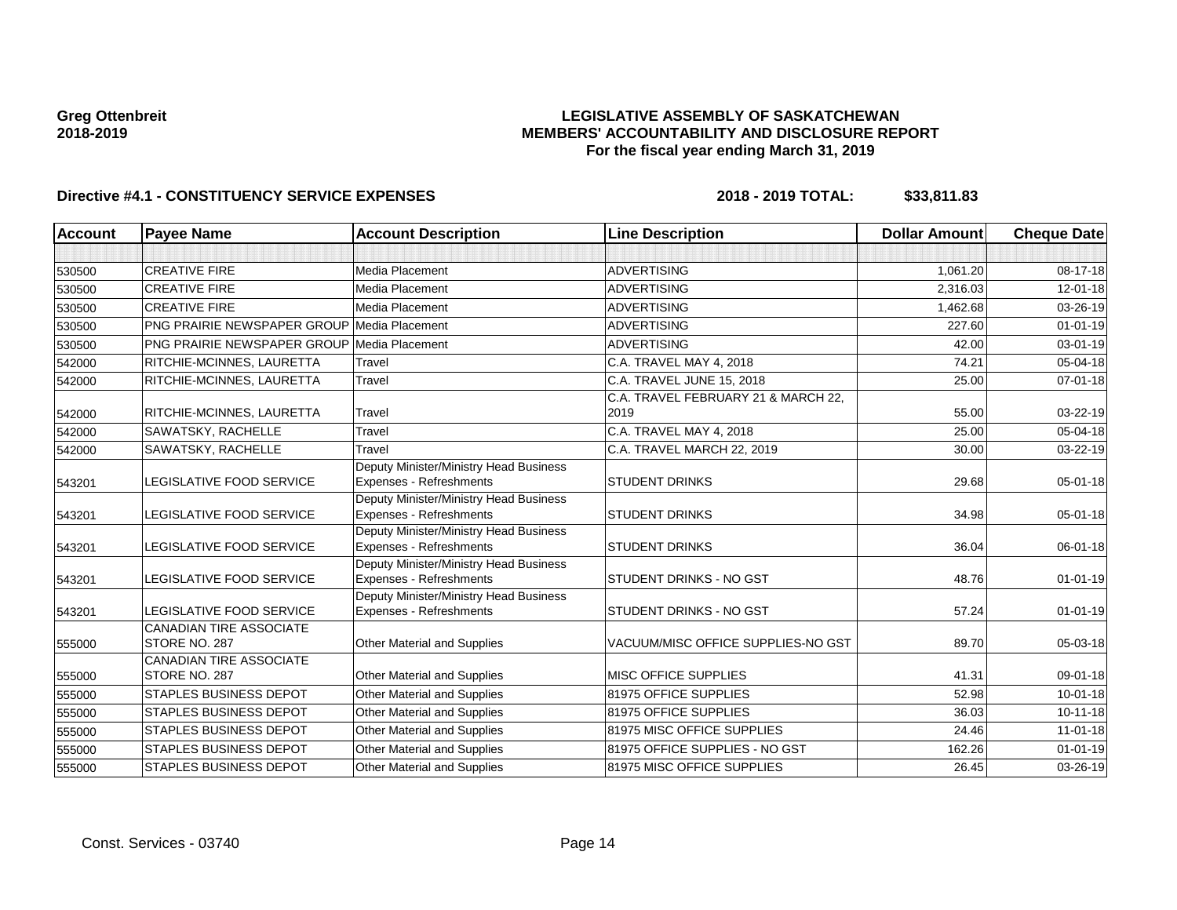**Greg Ottenbreit**
**2018-2019**

**LEGISLATIVE ASSEMBLY OF SASKATCHEWAN**
**MEMBERS' ACCOUNTABILITY AND DISCLOSURE REPORT**
**For the fiscal year ending March 31, 2019**

**Directive #4.1 - CONSTITUENCY SERVICE EXPENSES** **2018 - 2019 TOTAL: $33,811.83**

| Account | Payee Name | Account Description | Line Description | Dollar Amount | Cheque Date |
|---|---|---|---|---|---|
| | | | | | |
| 530500 | CREATIVE FIRE | Media Placement | ADVERTISING | 1,061.20 | 08-17-18 |
| 530500 | CREATIVE FIRE | Media Placement | ADVERTISING | 2,316.03 | 12-01-18 |
| 530500 | CREATIVE FIRE | Media Placement | ADVERTISING | 1,462.68 | 03-26-19 |
| 530500 | PNG PRAIRIE NEWSPAPER GROUP | Media Placement | ADVERTISING | 227.60 | 01-01-19 |
| 530500 | PNG PRAIRIE NEWSPAPER GROUP | Media Placement | ADVERTISING | 42.00 | 03-01-19 |
| 542000 | RITCHIE-MCINNES, LAURETTA | Travel | C.A. TRAVEL MAY 4, 2018 | 74.21 | 05-04-18 |
| 542000 | RITCHIE-MCINNES, LAURETTA | Travel | C.A. TRAVEL JUNE 15, 2018 | 25.00 | 07-01-18 |
| 542000 | RITCHIE-MCINNES, LAURETTA | Travel | C.A. TRAVEL FEBRUARY 21 & MARCH 22, 2019 | 55.00 | 03-22-19 |
| 542000 | SAWATSKY, RACHELLE | Travel | C.A. TRAVEL MAY 4, 2018 | 25.00 | 05-04-18 |
| 542000 | SAWATSKY, RACHELLE | Travel | C.A. TRAVEL MARCH 22, 2019 | 30.00 | 03-22-19 |
| 543201 | LEGISLATIVE FOOD SERVICE | Deputy Minister/Ministry Head Business Expenses - Refreshments | STUDENT DRINKS | 29.68 | 05-01-18 |
| 543201 | LEGISLATIVE FOOD SERVICE | Deputy Minister/Ministry Head Business Expenses - Refreshments | STUDENT DRINKS | 34.98 | 05-01-18 |
| 543201 | LEGISLATIVE FOOD SERVICE | Deputy Minister/Ministry Head Business Expenses - Refreshments | STUDENT DRINKS | 36.04 | 06-01-18 |
| 543201 | LEGISLATIVE FOOD SERVICE | Deputy Minister/Ministry Head Business Expenses - Refreshments | STUDENT DRINKS - NO GST | 48.76 | 01-01-19 |
| 543201 | LEGISLATIVE FOOD SERVICE | Deputy Minister/Ministry Head Business Expenses - Refreshments | STUDENT DRINKS - NO GST | 57.24 | 01-01-19 |
| 555000 | CANADIAN TIRE ASSOCIATE STORE NO. 287 | Other Material and Supplies | VACUUM/MISC OFFICE SUPPLIES-NO GST | 89.70 | 05-03-18 |
| 555000 | CANADIAN TIRE ASSOCIATE STORE NO. 287 | Other Material and Supplies | MISC OFFICE SUPPLIES | 41.31 | 09-01-18 |
| 555000 | STAPLES BUSINESS DEPOT | Other Material and Supplies | 81975 OFFICE SUPPLIES | 52.98 | 10-01-18 |
| 555000 | STAPLES BUSINESS DEPOT | Other Material and Supplies | 81975 OFFICE SUPPLIES | 36.03 | 10-11-18 |
| 555000 | STAPLES BUSINESS DEPOT | Other Material and Supplies | 81975 MISC OFFICE SUPPLIES | 24.46 | 11-01-18 |
| 555000 | STAPLES BUSINESS DEPOT | Other Material and Supplies | 81975 OFFICE SUPPLIES - NO GST | 162.26 | 01-01-19 |
| 555000 | STAPLES BUSINESS DEPOT | Other Material and Supplies | 81975 MISC OFFICE SUPPLIES | 26.45 | 03-26-19 |

Const. Services - 03740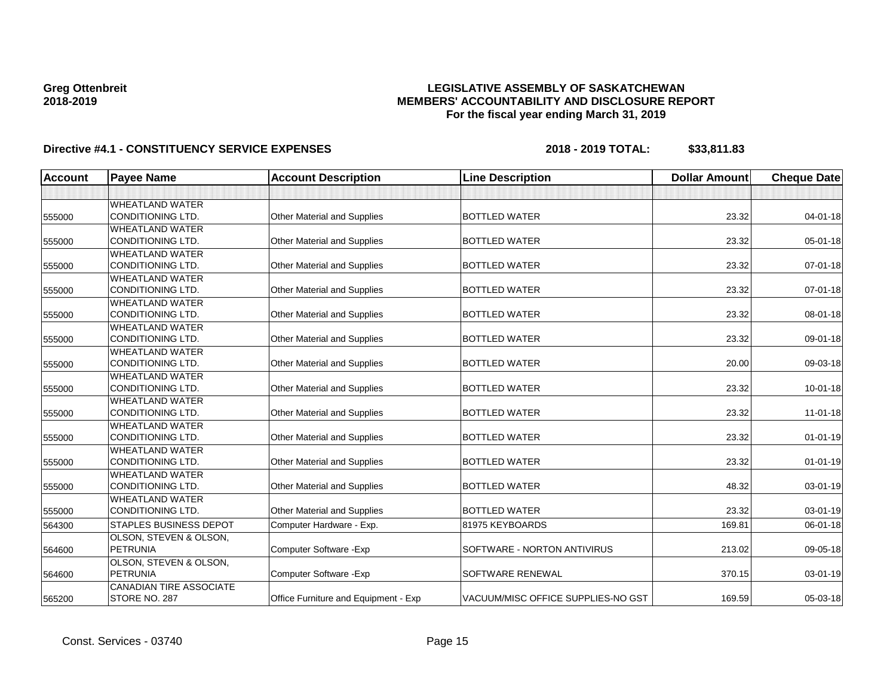**Greg Ottenbreit**
**2018-2019**

**LEGISLATIVE ASSEMBLY OF SASKATCHEWAN**
**MEMBERS' ACCOUNTABILITY AND DISCLOSURE REPORT**
**For the fiscal year ending March 31, 2019**

**Directive #4.1 - CONSTITUENCY SERVICE EXPENSES** **2018 - 2019 TOTAL: $33,811.83**

| Account | Payee Name | Account Description | Line Description | Dollar Amount | Cheque Date |
|---|---|---|---|---|---|
| | | | | | |
| 555000 | WHEATLAND WATER CONDITIONING LTD. | Other Material and Supplies | BOTTLED WATER | 23.32 | 04-01-18 |
| 555000 | WHEATLAND WATER CONDITIONING LTD. | Other Material and Supplies | BOTTLED WATER | 23.32 | 05-01-18 |
| 555000 | WHEATLAND WATER CONDITIONING LTD. | Other Material and Supplies | BOTTLED WATER | 23.32 | 07-01-18 |
| 555000 | WHEATLAND WATER CONDITIONING LTD. | Other Material and Supplies | BOTTLED WATER | 23.32 | 07-01-18 |
| 555000 | WHEATLAND WATER CONDITIONING LTD. | Other Material and Supplies | BOTTLED WATER | 23.32 | 08-01-18 |
| 555000 | WHEATLAND WATER CONDITIONING LTD. | Other Material and Supplies | BOTTLED WATER | 23.32 | 09-01-18 |
| 555000 | WHEATLAND WATER CONDITIONING LTD. | Other Material and Supplies | BOTTLED WATER | 20.00 | 09-03-18 |
| 555000 | WHEATLAND WATER CONDITIONING LTD. | Other Material and Supplies | BOTTLED WATER | 23.32 | 10-01-18 |
| 555000 | WHEATLAND WATER CONDITIONING LTD. | Other Material and Supplies | BOTTLED WATER | 23.32 | 11-01-18 |
| 555000 | WHEATLAND WATER CONDITIONING LTD. | Other Material and Supplies | BOTTLED WATER | 23.32 | 01-01-19 |
| 555000 | WHEATLAND WATER CONDITIONING LTD. | Other Material and Supplies | BOTTLED WATER | 23.32 | 01-01-19 |
| 555000 | WHEATLAND WATER CONDITIONING LTD. | Other Material and Supplies | BOTTLED WATER | 48.32 | 03-01-19 |
| 555000 | WHEATLAND WATER CONDITIONING LTD. | Other Material and Supplies | BOTTLED WATER | 23.32 | 03-01-19 |
| 564300 | STAPLES BUSINESS DEPOT | Computer Hardware - Exp. | 81975 KEYBOARDS | 169.81 | 06-01-18 |
| 564600 | OLSON, STEVEN & OLSON, PETRUNIA | Computer Software -Exp | SOFTWARE - NORTON ANTIVIRUS | 213.02 | 09-05-18 |
| 564600 | OLSON, STEVEN & OLSON, PETRUNIA | Computer Software -Exp | SOFTWARE RENEWAL | 370.15 | 03-01-19 |
| 565200 | CANADIAN TIRE ASSOCIATE STORE NO. 287 | Office Furniture and Equipment - Exp | VACUUM/MISC OFFICE SUPPLIES-NO GST | 169.59 | 05-03-18 |

Const. Services - 03740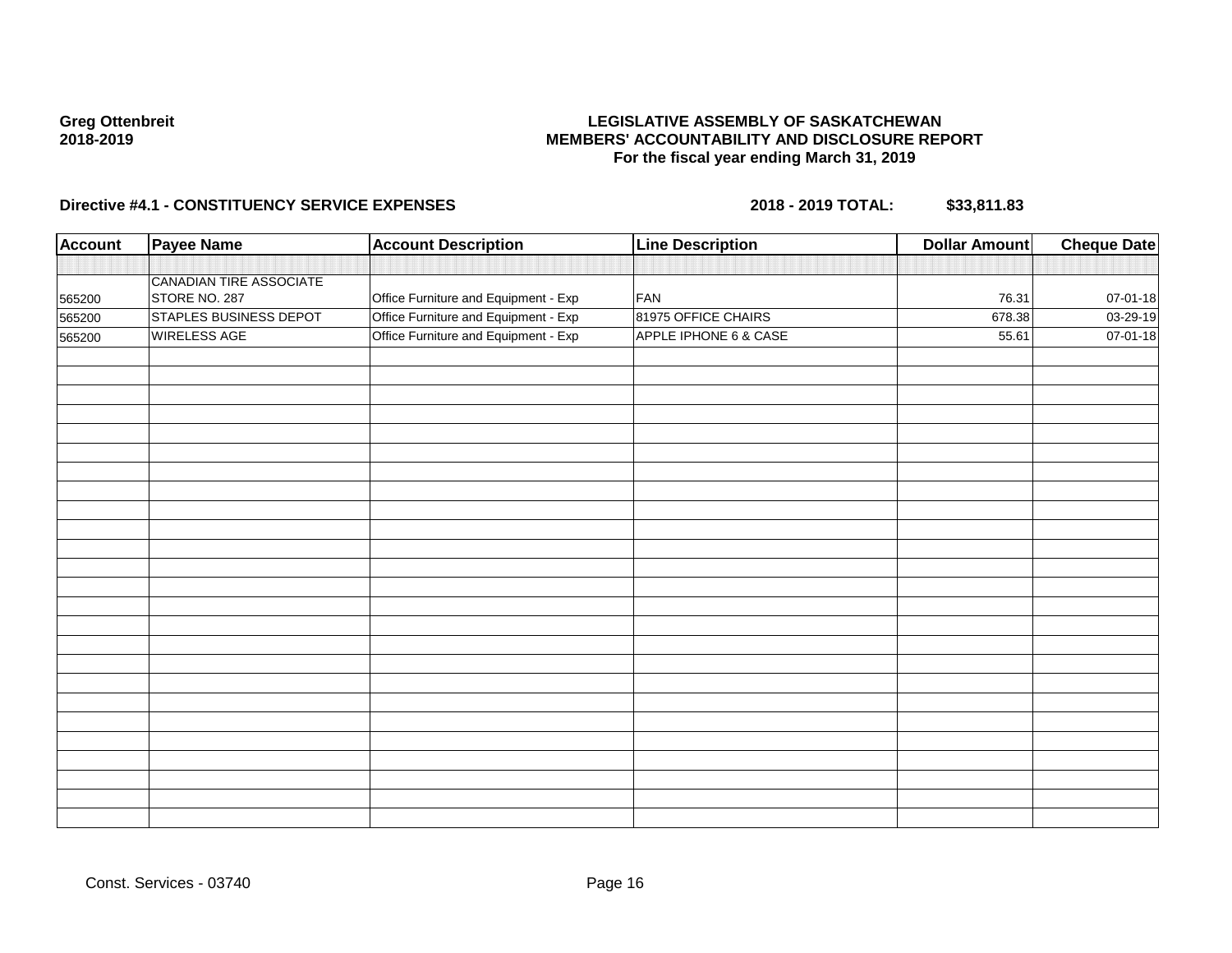**Greg Ottenbreit**
**2018-2019**

**LEGISLATIVE ASSEMBLY OF SASKATCHEWAN**
**MEMBERS' ACCOUNTABILITY AND DISCLOSURE REPORT**
**For the fiscal year ending March 31, 2019**

**Directive #4.1 - CONSTITUENCY SERVICE EXPENSES** **2018 - 2019 TOTAL: $33,811.83**

| Account | Payee Name | Account Description | Line Description | Dollar Amount | Cheque Date |
|---|---|---|---|---|---|
| 565200 | CANADIAN TIRE ASSOCIATE STORE NO. 287 | Office Furniture and Equipment - Exp | FAN | 76.31 | 07-01-18 |
| 565200 | STAPLES BUSINESS DEPOT | Office Furniture and Equipment - Exp | 81975 OFFICE CHAIRS | 678.38 | 03-29-19 |
| 565200 | WIRELESS AGE | Office Furniture and Equipment - Exp | APPLE IPHONE 6 & CASE | 55.61 | 07-01-18 |

Const. Services - 03740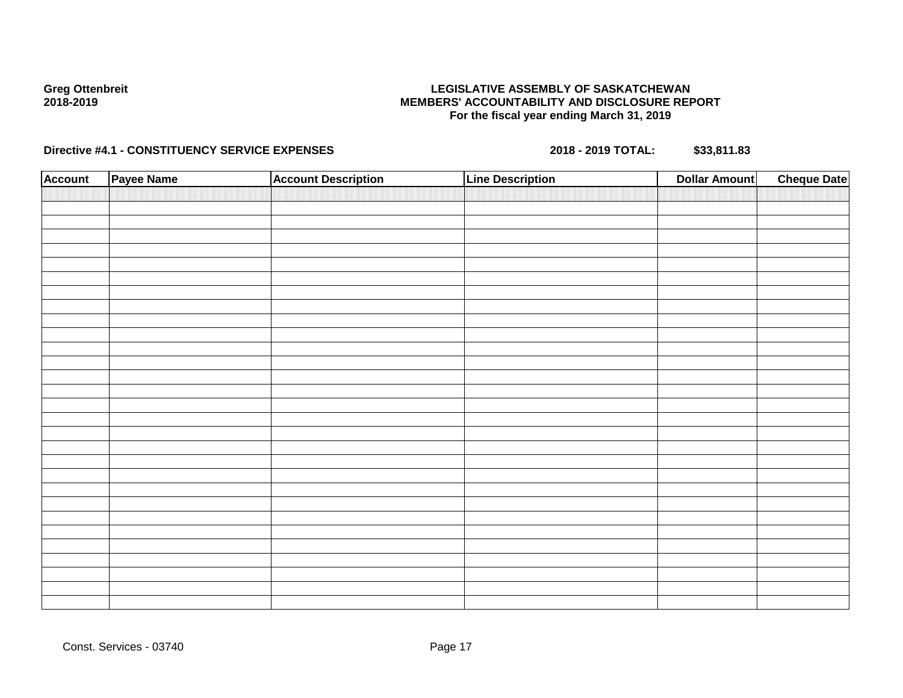**Greg Ottenbreit**
**2018-2019**

**LEGISLATIVE ASSEMBLY OF SASKATCHEWAN**
**MEMBERS' ACCOUNTABILITY AND DISCLOSURE REPORT**
**For the fiscal year ending March 31, 2019**

**Directive #4.1 - CONSTITUENCY SERVICE EXPENSES** **2018 - 2019 TOTAL: $33,811.83**

| Account | Payee Name | Account Description | Line Description | Dollar Amount | Cheque Date |
|---|---|---|---|---|---|
| | | | | | |

Const. Services - 03740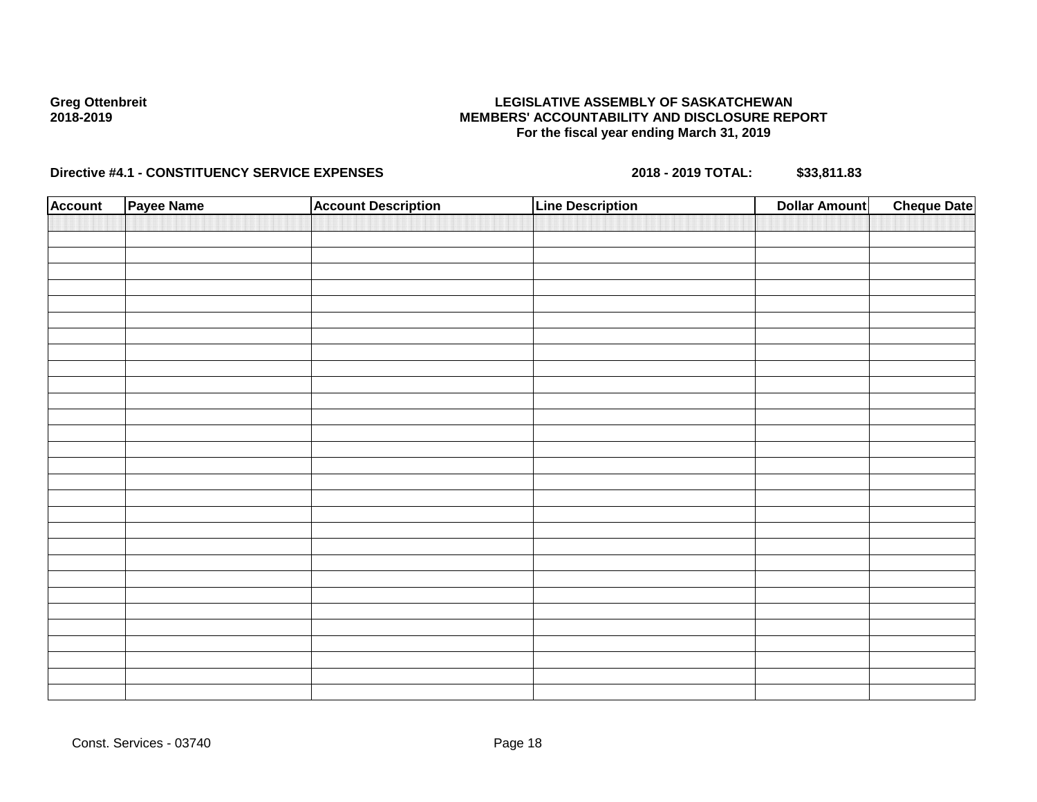**Greg Ottenbreit**
**2018-2019**

**LEGISLATIVE ASSEMBLY OF SASKATCHEWAN**
**MEMBERS' ACCOUNTABILITY AND DISCLOSURE REPORT**
**For the fiscal year ending March 31, 2019**

**Directive #4.1 - CONSTITUENCY SERVICE EXPENSES** **2018 - 2019 TOTAL: $33,811.83**

| Account | Payee Name | Account Description | Line Description | Dollar Amount | Cheque Date |
|---|---|---|---|---|---|
| | | | | | |

Const. Services - 03740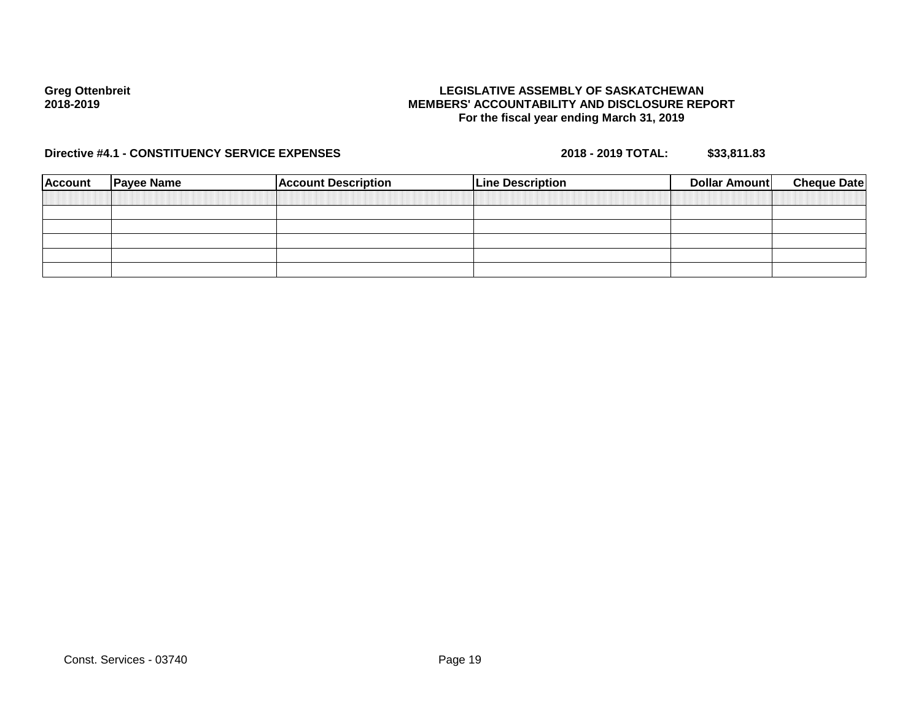**Greg Ottenbreit**
**2018-2019**

**LEGISLATIVE ASSEMBLY OF SASKATCHEWAN**
**MEMBERS' ACCOUNTABILITY AND DISCLOSURE REPORT**
**For the fiscal year ending March 31, 2019**

**Directive #4.1 - CONSTITUENCY SERVICE EXPENSES** **2018 - 2019 TOTAL: $33,811.83**

| Account | Payee Name | Account Description | Line Description | Dollar Amount | Cheque Date |
|---|---|---|---|---|---|
| | | | | | |
| | | | | | |
| | | | | | |
| | | | | | |
| | | | | | |
| | | | | | |

Const. Services - 03740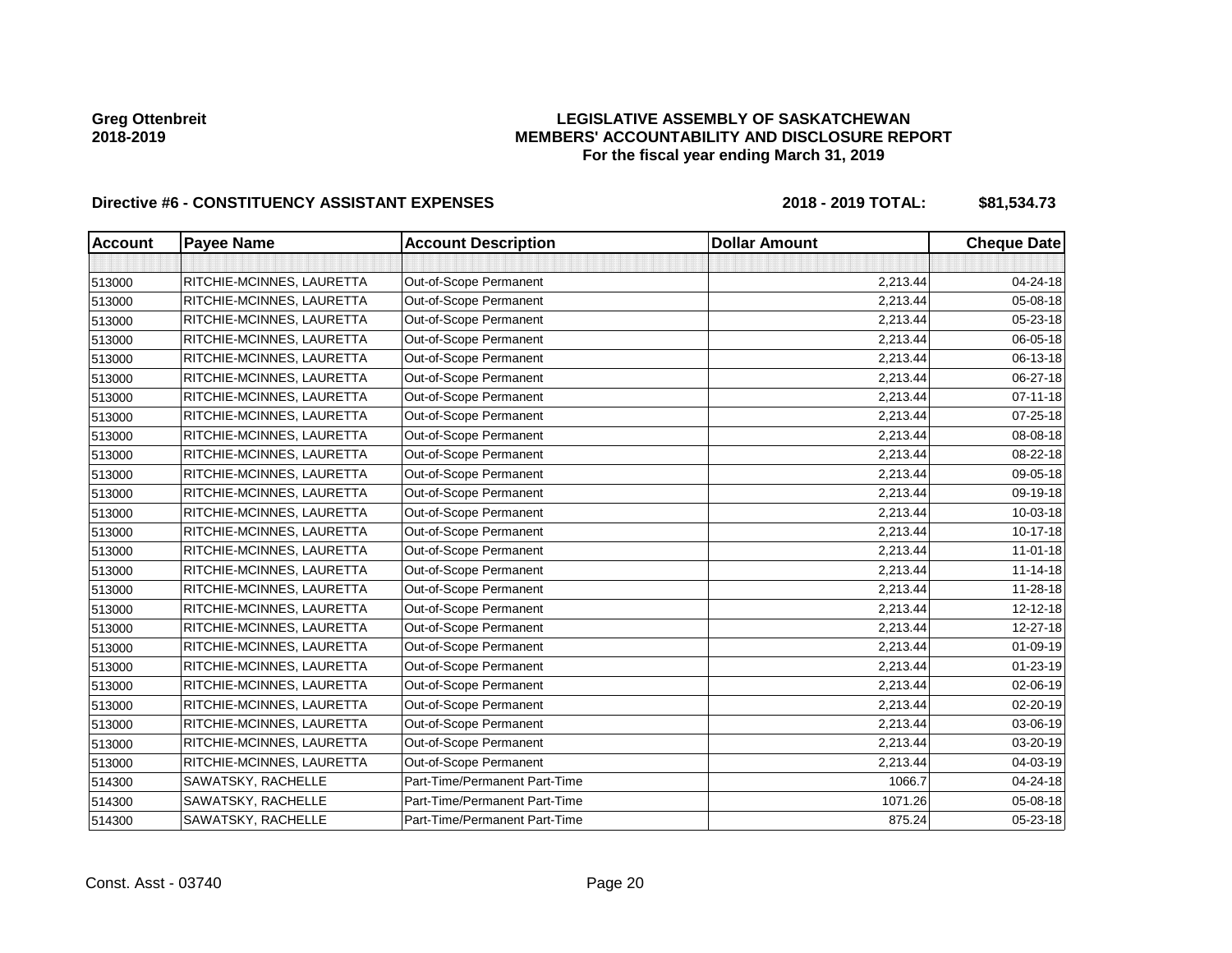**Greg Ottenbreit**
**2018-2019**

# LEGISLATIVE ASSEMBLY OF SASKATCHEWAN
## MEMBERS' ACCOUNTABILITY AND DISCLOSURE REPORT
### For the fiscal year ending March 31, 2019

**Directive #6 - CONSTITUENCY ASSISTANT EXPENSES** **2018 - 2019 TOTAL: $81,534.73**

| Account | Payee Name | Account Description | Dollar Amount | Cheque Date |
|---|---|---|---|---|
| | | | | |
| 513000 | RITCHIE-MCINNES, LAURETTA | Out-of-Scope Permanent | 2,213.44 | 04-24-18 |
| 513000 | RITCHIE-MCINNES, LAURETTA | Out-of-Scope Permanent | 2,213.44 | 05-08-18 |
| 513000 | RITCHIE-MCINNES, LAURETTA | Out-of-Scope Permanent | 2,213.44 | 05-23-18 |
| 513000 | RITCHIE-MCINNES, LAURETTA | Out-of-Scope Permanent | 2,213.44 | 06-05-18 |
| 513000 | RITCHIE-MCINNES, LAURETTA | Out-of-Scope Permanent | 2,213.44 | 06-13-18 |
| 513000 | RITCHIE-MCINNES, LAURETTA | Out-of-Scope Permanent | 2,213.44 | 06-27-18 |
| 513000 | RITCHIE-MCINNES, LAURETTA | Out-of-Scope Permanent | 2,213.44 | 07-11-18 |
| 513000 | RITCHIE-MCINNES, LAURETTA | Out-of-Scope Permanent | 2,213.44 | 07-25-18 |
| 513000 | RITCHIE-MCINNES, LAURETTA | Out-of-Scope Permanent | 2,213.44 | 08-08-18 |
| 513000 | RITCHIE-MCINNES, LAURETTA | Out-of-Scope Permanent | 2,213.44 | 08-22-18 |
| 513000 | RITCHIE-MCINNES, LAURETTA | Out-of-Scope Permanent | 2,213.44 | 09-05-18 |
| 513000 | RITCHIE-MCINNES, LAURETTA | Out-of-Scope Permanent | 2,213.44 | 09-19-18 |
| 513000 | RITCHIE-MCINNES, LAURETTA | Out-of-Scope Permanent | 2,213.44 | 10-03-18 |
| 513000 | RITCHIE-MCINNES, LAURETTA | Out-of-Scope Permanent | 2,213.44 | 10-17-18 |
| 513000 | RITCHIE-MCINNES, LAURETTA | Out-of-Scope Permanent | 2,213.44 | 11-01-18 |
| 513000 | RITCHIE-MCINNES, LAURETTA | Out-of-Scope Permanent | 2,213.44 | 11-14-18 |
| 513000 | RITCHIE-MCINNES, LAURETTA | Out-of-Scope Permanent | 2,213.44 | 11-28-18 |
| 513000 | RITCHIE-MCINNES, LAURETTA | Out-of-Scope Permanent | 2,213.44 | 12-12-18 |
| 513000 | RITCHIE-MCINNES, LAURETTA | Out-of-Scope Permanent | 2,213.44 | 12-27-18 |
| 513000 | RITCHIE-MCINNES, LAURETTA | Out-of-Scope Permanent | 2,213.44 | 01-09-19 |
| 513000 | RITCHIE-MCINNES, LAURETTA | Out-of-Scope Permanent | 2,213.44 | 01-23-19 |
| 513000 | RITCHIE-MCINNES, LAURETTA | Out-of-Scope Permanent | 2,213.44 | 02-06-19 |
| 513000 | RITCHIE-MCINNES, LAURETTA | Out-of-Scope Permanent | 2,213.44 | 02-20-19 |
| 513000 | RITCHIE-MCINNES, LAURETTA | Out-of-Scope Permanent | 2,213.44 | 03-06-19 |
| 513000 | RITCHIE-MCINNES, LAURETTA | Out-of-Scope Permanent | 2,213.44 | 03-20-19 |
| 513000 | RITCHIE-MCINNES, LAURETTA | Out-of-Scope Permanent | 2,213.44 | 04-03-19 |
| 514300 | SAWATSKY, RACHELLE | Part-Time/Permanent Part-Time | 1066.7 | 04-24-18 |
| 514300 | SAWATSKY, RACHELLE | Part-Time/Permanent Part-Time | 1071.26 | 05-08-18 |
| 514300 | SAWATSKY, RACHELLE | Part-Time/Permanent Part-Time | 875.24 | 05-23-18 |

Const. Asst - 03740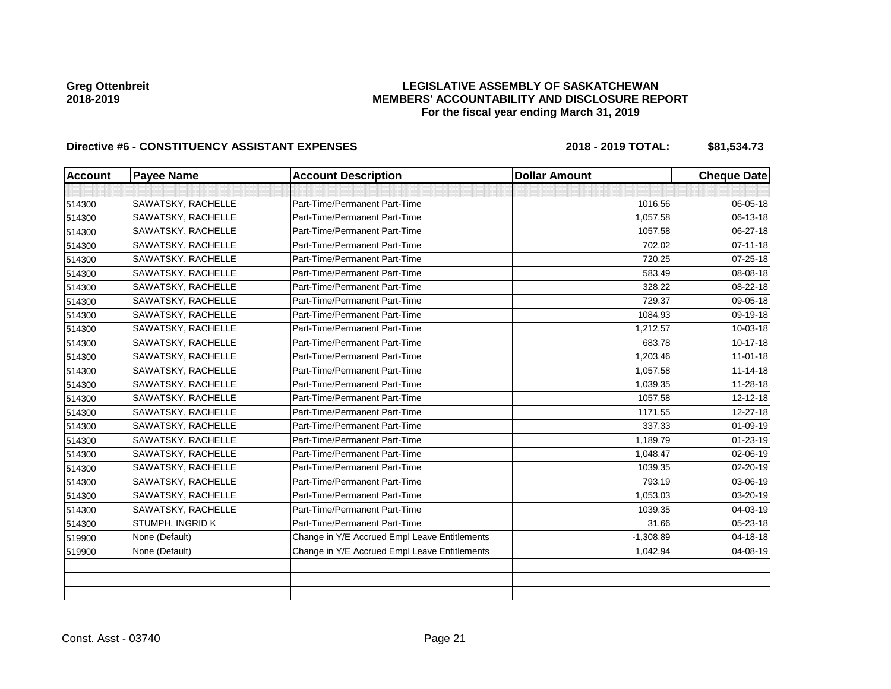**Greg Ottenbreit**
**2018-2019**

# LEGISLATIVE ASSEMBLY OF SASKATCHEWAN
## MEMBERS' ACCOUNTABILITY AND DISCLOSURE REPORT
### For the fiscal year ending March 31, 2019

**Directive #6 - CONSTITUENCY ASSISTANT EXPENSES** **2018 - 2019 TOTAL: $81,534.73**

| Account | Payee Name | Account Description | Dollar Amount | Cheque Date |
|---|---|---|---|---|
| | | | | |
| 514300 | SAWATSKY, RACHELLE | Part-Time/Permanent Part-Time | 1016.56 | 06-05-18 |
| 514300 | SAWATSKY, RACHELLE | Part-Time/Permanent Part-Time | 1,057.58 | 06-13-18 |
| 514300 | SAWATSKY, RACHELLE | Part-Time/Permanent Part-Time | 1057.58 | 06-27-18 |
| 514300 | SAWATSKY, RACHELLE | Part-Time/Permanent Part-Time | 702.02 | 07-11-18 |
| 514300 | SAWATSKY, RACHELLE | Part-Time/Permanent Part-Time | 720.25 | 07-25-18 |
| 514300 | SAWATSKY, RACHELLE | Part-Time/Permanent Part-Time | 583.49 | 08-08-18 |
| 514300 | SAWATSKY, RACHELLE | Part-Time/Permanent Part-Time | 328.22 | 08-22-18 |
| 514300 | SAWATSKY, RACHELLE | Part-Time/Permanent Part-Time | 729.37 | 09-05-18 |
| 514300 | SAWATSKY, RACHELLE | Part-Time/Permanent Part-Time | 1084.93 | 09-19-18 |
| 514300 | SAWATSKY, RACHELLE | Part-Time/Permanent Part-Time | 1,212.57 | 10-03-18 |
| 514300 | SAWATSKY, RACHELLE | Part-Time/Permanent Part-Time | 683.78 | 10-17-18 |
| 514300 | SAWATSKY, RACHELLE | Part-Time/Permanent Part-Time | 1,203.46 | 11-01-18 |
| 514300 | SAWATSKY, RACHELLE | Part-Time/Permanent Part-Time | 1,057.58 | 11-14-18 |
| 514300 | SAWATSKY, RACHELLE | Part-Time/Permanent Part-Time | 1,039.35 | 11-28-18 |
| 514300 | SAWATSKY, RACHELLE | Part-Time/Permanent Part-Time | 1057.58 | 12-12-18 |
| 514300 | SAWATSKY, RACHELLE | Part-Time/Permanent Part-Time | 1171.55 | 12-27-18 |
| 514300 | SAWATSKY, RACHELLE | Part-Time/Permanent Part-Time | 337.33 | 01-09-19 |
| 514300 | SAWATSKY, RACHELLE | Part-Time/Permanent Part-Time | 1,189.79 | 01-23-19 |
| 514300 | SAWATSKY, RACHELLE | Part-Time/Permanent Part-Time | 1,048.47 | 02-06-19 |
| 514300 | SAWATSKY, RACHELLE | Part-Time/Permanent Part-Time | 1039.35 | 02-20-19 |
| 514300 | SAWATSKY, RACHELLE | Part-Time/Permanent Part-Time | 793.19 | 03-06-19 |
| 514300 | SAWATSKY, RACHELLE | Part-Time/Permanent Part-Time | 1,053.03 | 03-20-19 |
| 514300 | SAWATSKY, RACHELLE | Part-Time/Permanent Part-Time | 1039.35 | 04-03-19 |
| 514300 | STUMPH, INGRID K | Part-Time/Permanent Part-Time | 31.66 | 05-23-18 |
| 519900 | None (Default) | Change in Y/E Accrued Empl Leave Entitlements | -1,308.89 | 04-18-18 |
| 519900 | None (Default) | Change in Y/E Accrued Empl Leave Entitlements | 1,042.94 | 04-08-19 |
| | | | | |
| | | | | |
| | | | | |

Const. Asst - 03740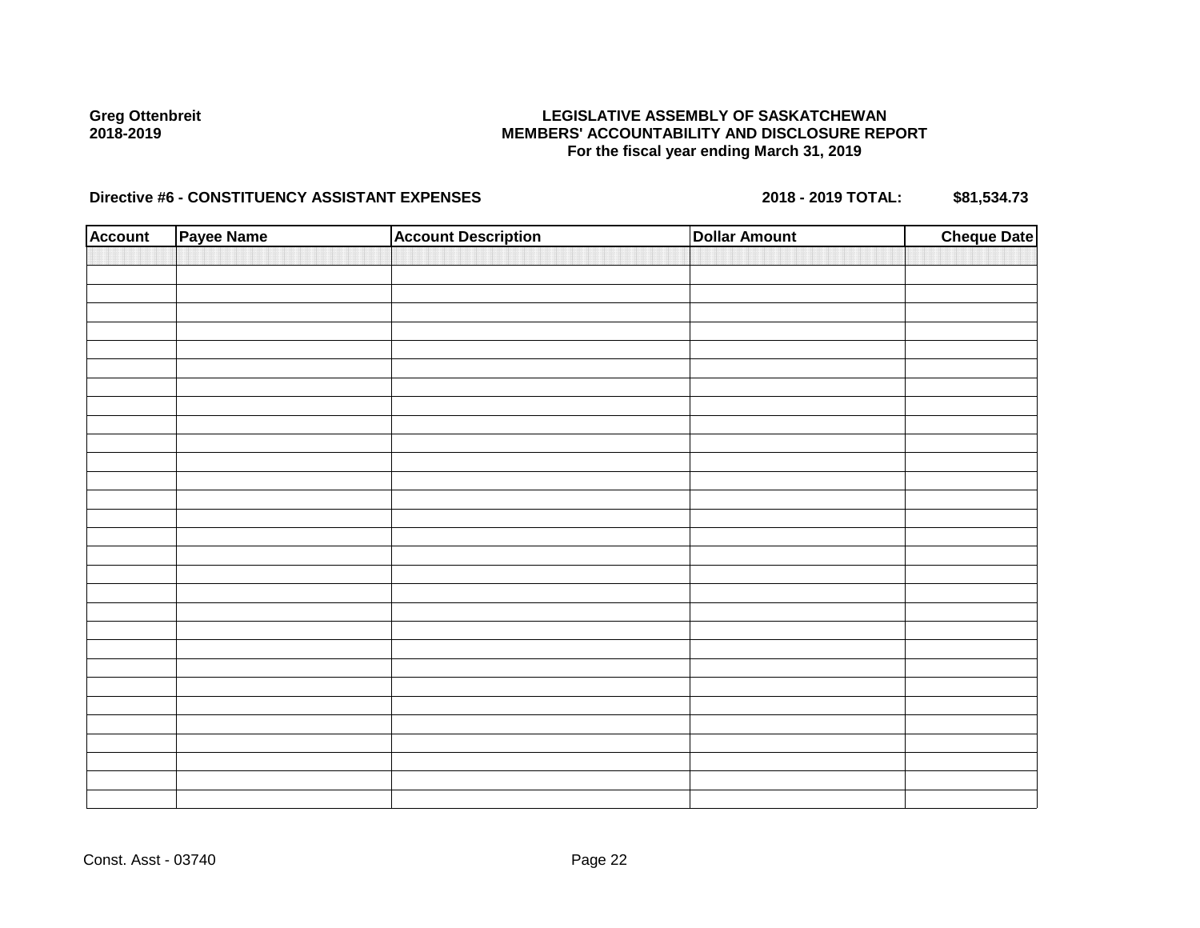Greg Ottenbreit
2018-2019

**LEGISLATIVE ASSEMBLY OF SASKATCHEWAN**
**MEMBERS' ACCOUNTABILITY AND DISCLOSURE REPORT**
**For the fiscal year ending March 31, 2019**

**Directive #6 - CONSTITUENCY ASSISTANT EXPENSES** **2018 - 2019 TOTAL: $81,534.73**

| Account | Payee Name | Account Description | Dollar Amount | Cheque Date |
|---|---|---|---|---|
| | | | | |

Const. Asst - 03740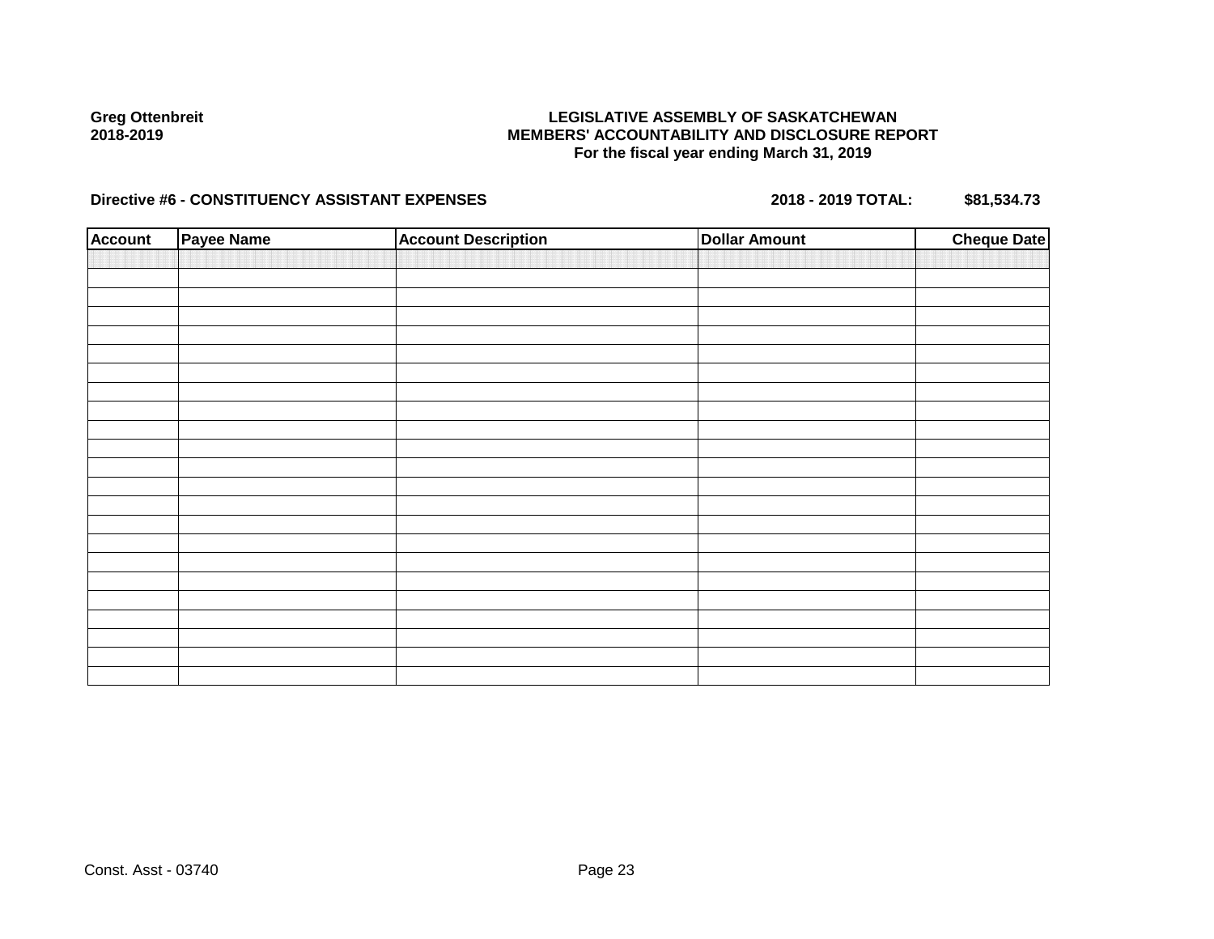**Greg Ottenbreit**
**2018-2019**

**LEGISLATIVE ASSEMBLY OF SASKATCHEWAN**
**MEMBERS' ACCOUNTABILITY AND DISCLOSURE REPORT**
**For the fiscal year ending March 31, 2019**

**Directive #6 - CONSTITUENCY ASSISTANT EXPENSES** **2018 - 2019 TOTAL: $81,534.73**

| Account | Payee Name | Account Description | Dollar Amount | Cheque Date |
|---|---|---|---|---|
| | | | | |

Const. Asst - 03740